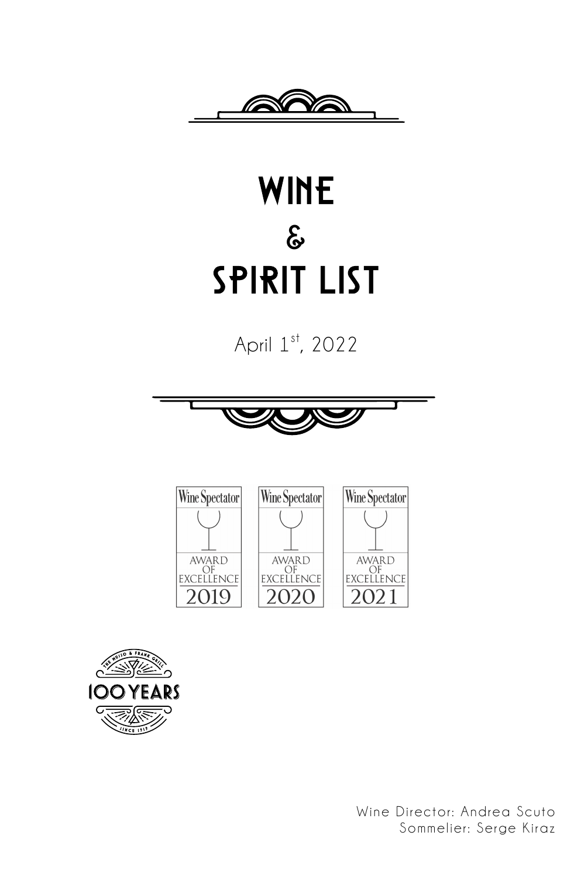# WINE
# &
# SPIRIT LIST

April 1st, 2022

Wine Director: Andrea Scuto
Sommelier: Serge Kiraz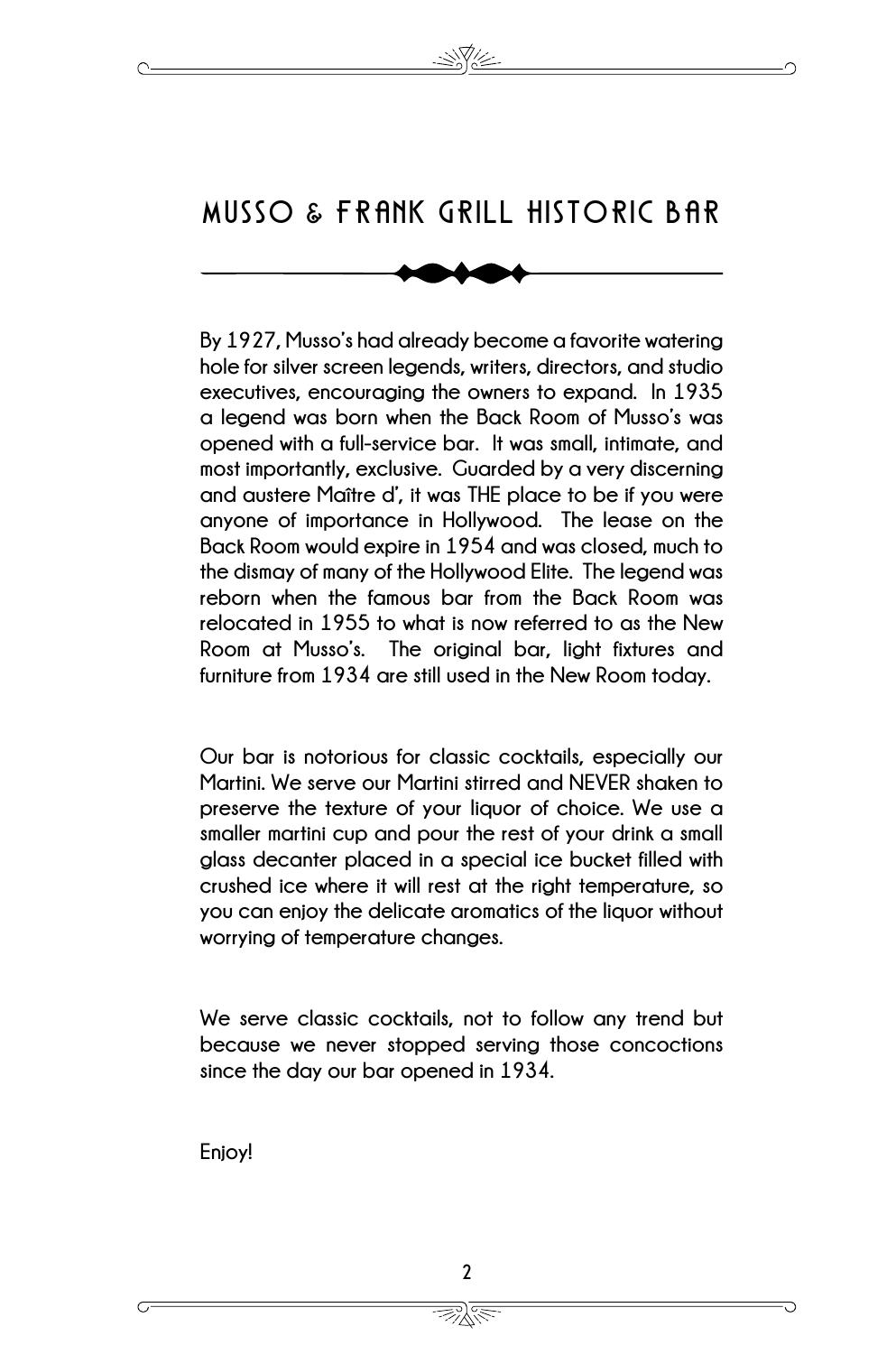# MUSSO & FRANK GRILL HISTORIC BAR

By 1927, Musso's had already become a favorite watering hole for silver screen legends, writers, directors, and studio executives, encouraging the owners to expand. In 1935 a legend was born when the Back Room of Musso's was opened with a full-service bar. It was small, intimate, and most importantly, exclusive. Guarded by a very discerning and austere Maître d', it was THE place to be if you were anyone of importance in Hollywood. The lease on the Back Room would expire in 1954 and was closed, much to the dismay of many of the Hollywood Elite. The legend was reborn when the famous bar from the Back Room was relocated in 1955 to what is now referred to as the New Room at Musso's. The original bar, light fixtures and furniture from 1934 are still used in the New Room today.

Our bar is notorious for classic cocktails, especially our Martini. We serve our Martini stirred and NEVER shaken to preserve the texture of your liquor of choice. We use a smaller martini cup and pour the rest of your drink a small glass decanter placed in a special ice bucket filled with crushed ice where it will rest at the right temperature, so you can enjoy the delicate aromatics of the liquor without worrying of temperature changes.

We serve classic cocktails, not to follow any trend but because we never stopped serving those concoctions since the day our bar opened in 1934.

Enjoy!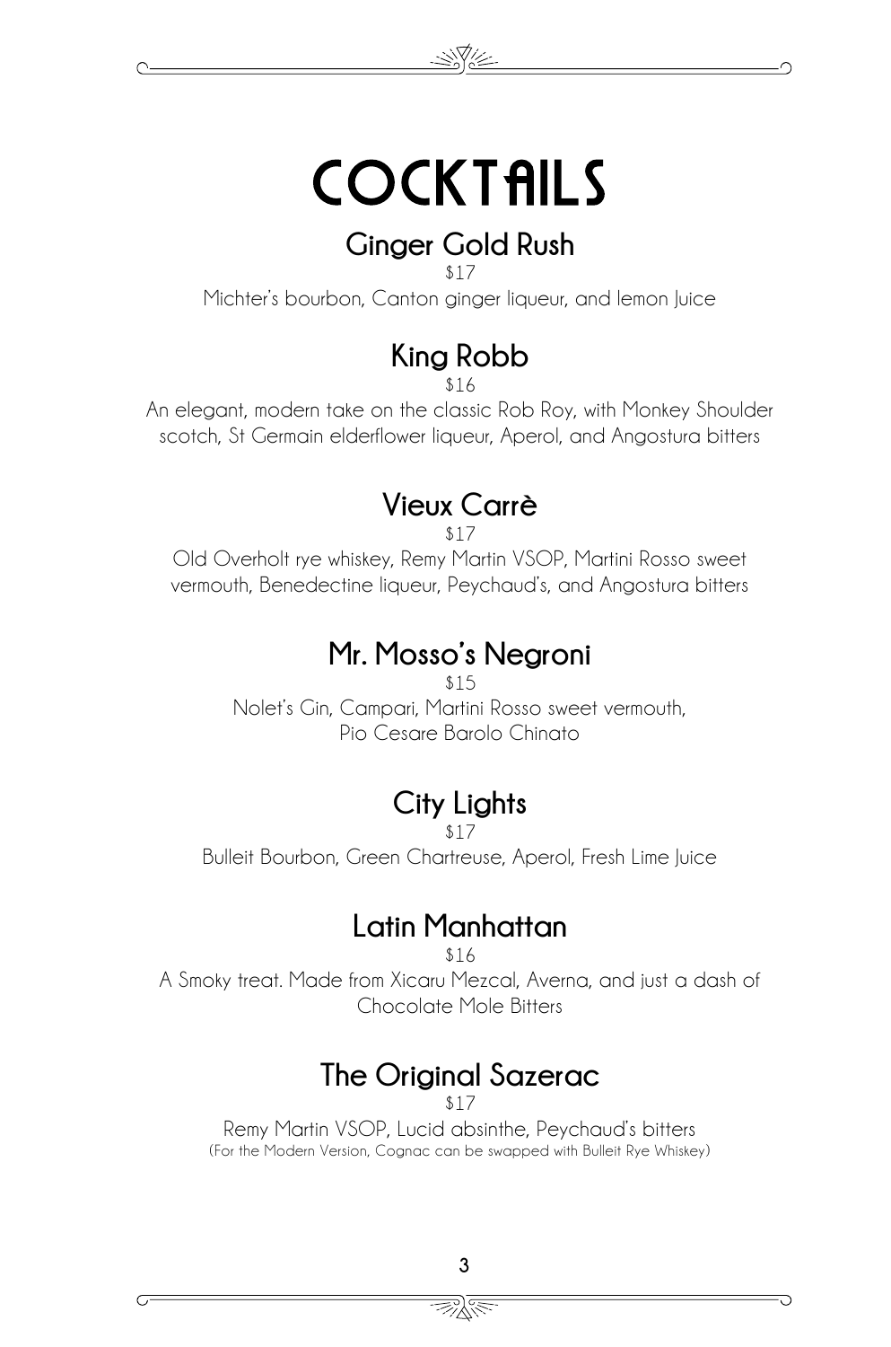# COCKTAILS

## Ginger Gold Rush

$17

Michter's bourbon, Canton ginger liqueur, and lemon Juice

## King Robb

$16

An elegant, modern take on the classic Rob Roy, with Monkey Shoulder scotch, St Germain elderflower liqueur, Aperol, and Angostura bitters

## Vieux Carrè

$17

Old Overholt rye whiskey, Remy Martin VSOP, Martini Rosso sweet vermouth, Benedectine liqueur, Peychaud's, and Angostura bitters

## Mr. Mosso's Negroni

$15

Nolet's Gin, Campari, Martini Rosso sweet vermouth, Pio Cesare Barolo Chinato

## City Lights

$17

Bulleit Bourbon, Green Chartreuse, Aperol, Fresh Lime Juice

## Latin Manhattan

$16

A Smoky treat. Made from Xicaru Mezcal, Averna, and just a dash of Chocolate Mole Bitters

## The Original Sazerac

$17

Remy Martin VSOP, Lucid absinthe, Peychaud's bitters

(For the Modern Version, Cognac can be swapped with Bulleit Rye Whiskey)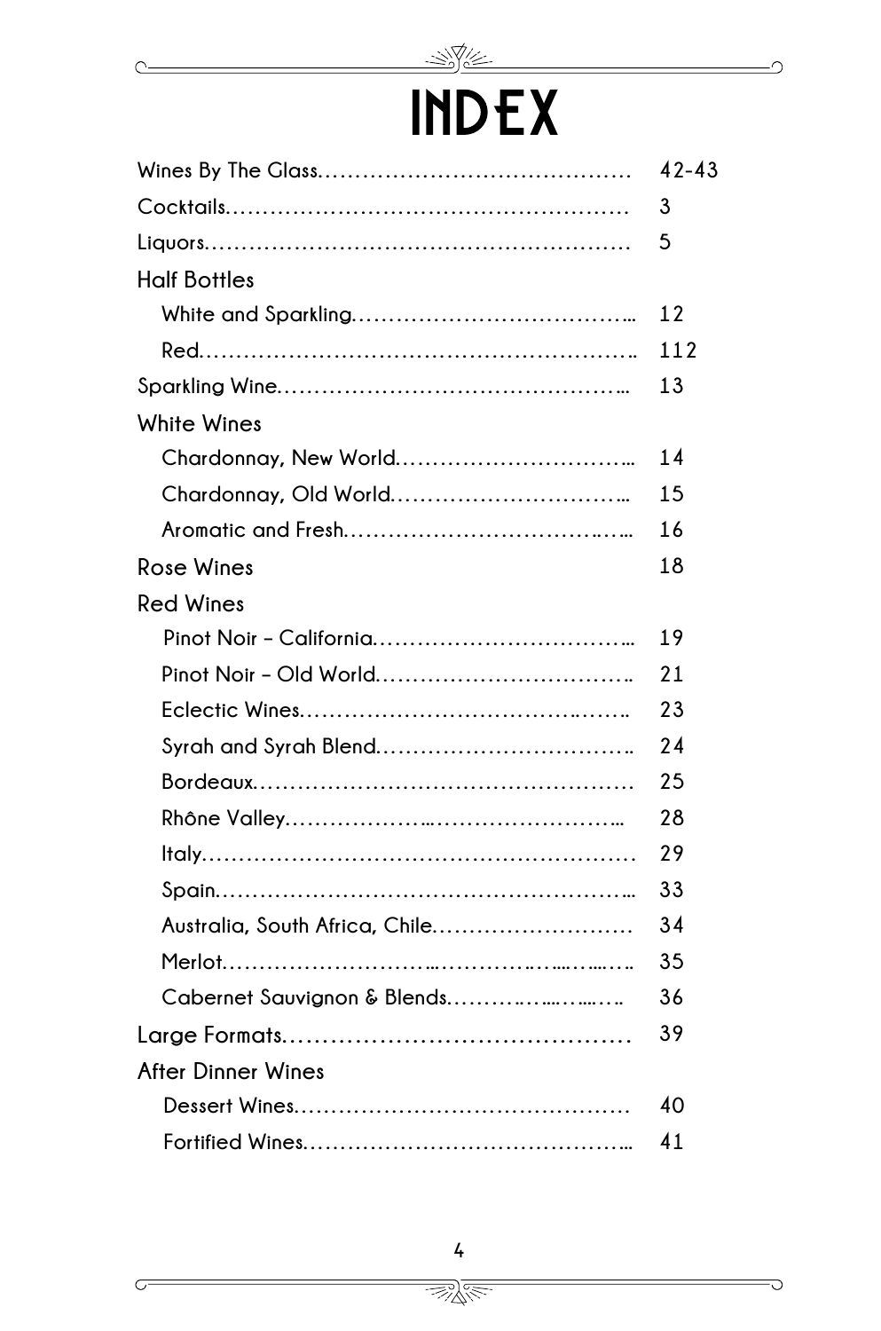# INDEX

| | |
|---|---|
| Wines By The Glass | 42-43 |
| Cocktails | 3 |
| Liquors | 5 |
| **Half Bottles** | |
| White and Sparkling | 12 |
| Red | 112 |
| Sparkling Wine | 13 |
| **White Wines** | |
| Chardonnay, New World | 14 |
| Chardonnay, Old World | 15 |
| Aromatic and Fresh | 16 |
| **Rose Wines** | 18 |
| **Red Wines** | |
| Pinot Noir – California | 19 |
| Pinot Noir – Old World | 21 |
| Eclectic Wines | 23 |
| Syrah and Syrah Blend | 24 |
| Bordeaux | 25 |
| Rhône Valley | 28 |
| Italy | 29 |
| Spain | 33 |
| Australia, South Africa, Chile | 34 |
| Merlot | 35 |
| Cabernet Sauvignon & Blends | 36 |
| **Large Formats** | 39 |
| **After Dinner Wines** | |
| Dessert Wines | 40 |
| Fortified Wines | 41 |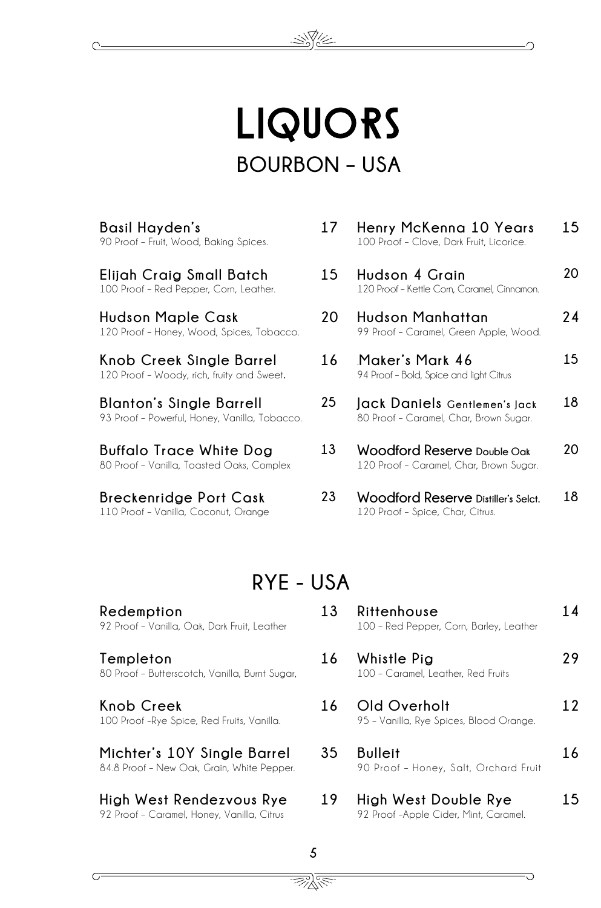# LIQUORS

## BOURBON – USA

**Basil Hayden's** 17
90 Proof – Fruit, Wood, Baking Spices.

**Elijah Craig Small Batch** 15
100 Proof – Red Pepper, Corn, Leather.

**Hudson Maple Cask** 20
120 Proof – Honey, Wood, Spices, Tobacco.

**Knob Creek Single Barrel** 16
120 Proof – Woody, rich, fruity and Sweet.

**Blanton's Single Barrell** 25
93 Proof – Powerful, Honey, Vanilla, Tobacco.

**Buffalo Trace White Dog** 13
80 Proof – Vanilla, Toasted Oaks, Complex

**Breckenridge Port Cask** 23
110 Proof – Vanilla, Coconut, Orange

**Henry McKenna 10 Years** 15
100 Proof – Clove, Dark Fruit, Licorice.

**Hudson 4 Grain** 20
120 Proof – Kettle Corn, Caramel, Cinnamon.

**Hudson Manhattan** 24
99 Proof – Caramel, Green Apple, Wood.

**Maker's Mark 46** 15
94 Proof – Bold, Spice and light Citrus

**Jack Daniels Gentlemen's Jack** 18
80 Proof – Caramel, Char, Brown Sugar.

**Woodford Reserve Double Oak** 20
120 Proof – Caramel, Char, Brown Sugar.

**Woodford Reserve Distiller's Selct.** 18
120 Proof – Spice, Char, Citrus.

## RYE - USA

**Redemption** 13
92 Proof – Vanilla, Oak, Dark Fruit, Leather

**Templeton** 16
80 Proof – Butterscotch, Vanilla, Burnt Sugar,

**Knob Creek** 16
100 Proof –Rye Spice, Red Fruits, Vanilla.

**Michter's 10Y Single Barrel** 35
84.8 Proof – New Oak, Grain, White Pepper.

**High West Rendezvous Rye** 19
92 Proof – Caramel, Honey, Vanilla, Citrus

**Rittenhouse** 14
100 – Red Pepper, Corn, Barley, Leather

**Whistle Pig** 29
100 – Caramel, Leather, Red Fruits

**Old Overholt** 12
95 – Vanilla, Rye Spices, Blood Orange.

**Bulleit** 16
90 Proof – Honey, Salt, Orchard Fruit

**High West Double Rye** 15
92 Proof –Apple Cider, Mint, Caramel.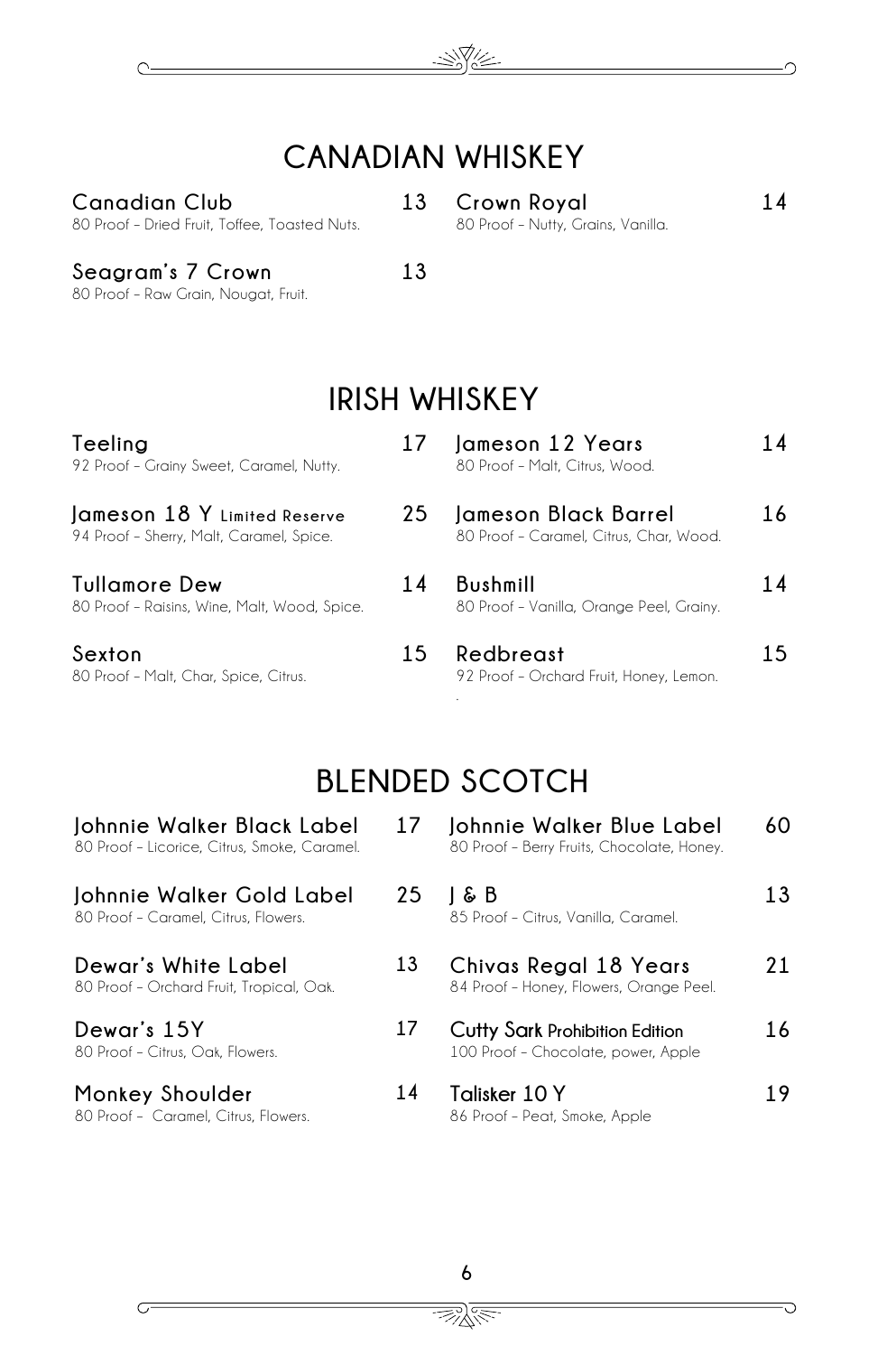## CANADIAN WHISKEY

**Canadian Club** 13
80 Proof – Dried Fruit, Toffee, Toasted Nuts.

**Crown Royal** 14
80 Proof – Nutty, Grains, Vanilla.

**Seagram's 7 Crown** 13
80 Proof – Raw Grain, Nougat, Fruit.

## IRISH WHISKEY

**Teeling** 17
92 Proof – Grainy Sweet, Caramel, Nutty.

**Jameson 12 Years** 14
80 Proof – Malt, Citrus, Wood.

**Jameson 18 Y Limited Reserve** 25
94 Proof – Sherry, Malt, Caramel, Spice.

**Jameson Black Barrel** 16
80 Proof – Caramel, Citrus, Char, Wood.

**Tullamore Dew** 14
80 Proof – Raisins, Wine, Malt, Wood, Spice.

**Bushmill** 14
80 Proof – Vanilla, Orange Peel, Grainy.

**Sexton** 15
80 Proof – Malt, Char, Spice, Citrus.

**Redbreast** 15
92 Proof – Orchard Fruit, Honey, Lemon.

## BLENDED SCOTCH

**Johnnie Walker Black Label** 17
80 Proof – Licorice, Citrus, Smoke, Caramel.

**Johnnie Walker Blue Label** 60
80 Proof – Berry Fruits, Chocolate, Honey.

**Johnnie Walker Gold Label** 25
80 Proof – Caramel, Citrus, Flowers.

**J & B** 13
85 Proof – Citrus, Vanilla, Caramel.

**Dewar's White Label** 13
80 Proof – Orchard Fruit, Tropical, Oak.

**Chivas Regal 18 Years** 21
84 Proof – Honey, Flowers, Orange Peel.

**Dewar's 15Y** 17
80 Proof – Citrus, Oak, Flowers.

**Cutty Sark Prohibition Edition** 16
100 Proof – Chocolate, power, Apple

**Monkey Shoulder** 14
80 Proof – Caramel, Citrus, Flowers.

**Talisker 10 Y** 19
86 Proof – Peat, Smoke, Apple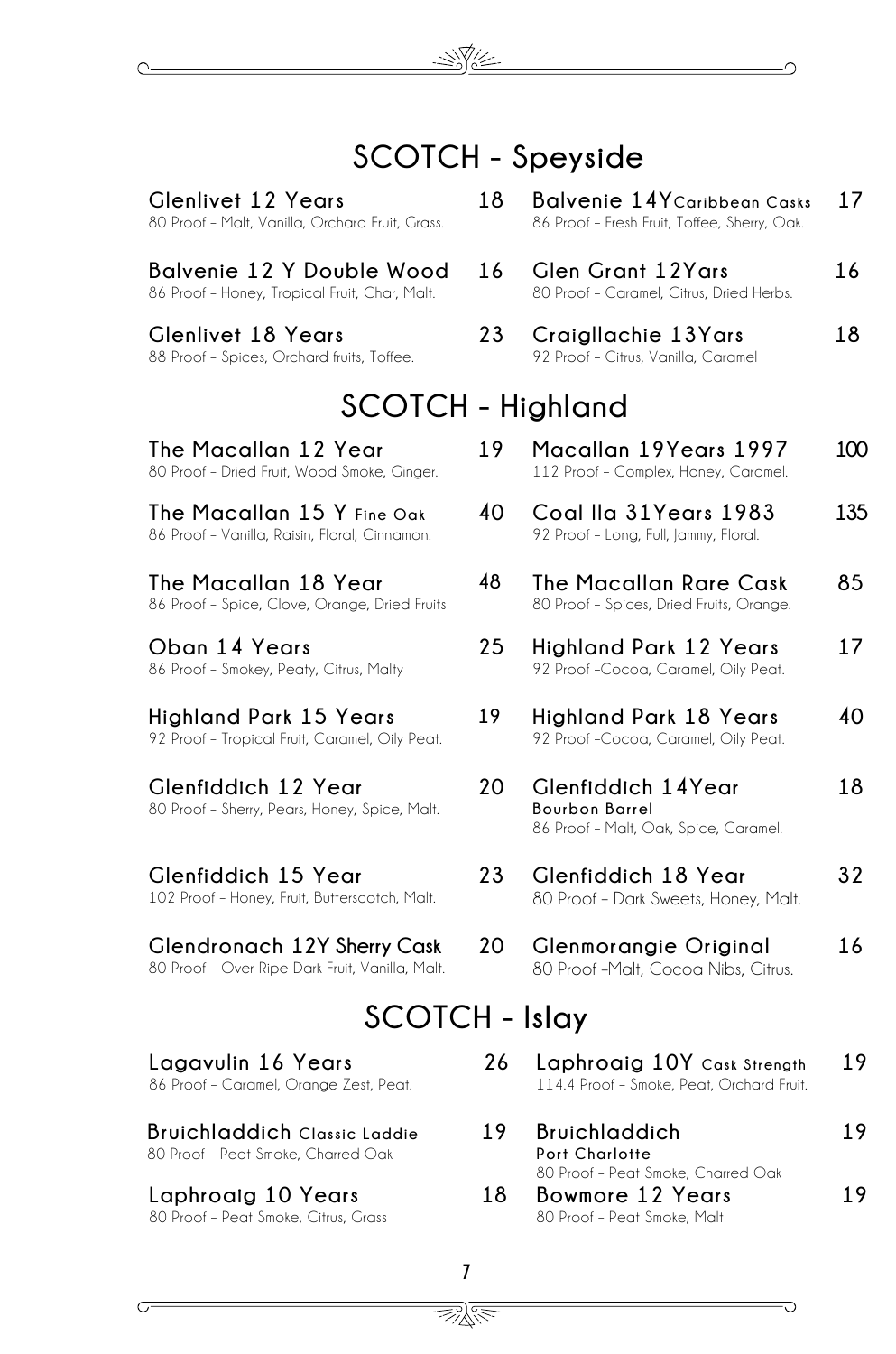# SCOTCH - Speyside

**Glenlivet 12 Years** 18
80 Proof – Malt, Vanilla, Orchard Fruit, Grass.

**Balvenie 12 Y Double Wood** 16
86 Proof – Honey, Tropical Fruit, Char, Malt.

**Glenlivet 18 Years** 23
88 Proof – Spices, Orchard fruits, Toffee.

**Balvenie 14Y Caribbean Casks** 17
86 Proof – Fresh Fruit, Toffee, Sherry, Oak.

**Glen Grant 12Yars** 16
80 Proof – Caramel, Citrus, Dried Herbs.

**Craigllachie 13Yars** 18
92 Proof – Citrus, Vanilla, Caramel

# SCOTCH - Highland

**The Macallan 12 Year** 19
80 Proof – Dried Fruit, Wood Smoke, Ginger.

**The Macallan 15 Y Fine Oak** 40
86 Proof – Vanilla, Raisin, Floral, Cinnamon.

**The Macallan 18 Year** 48
86 Proof – Spice, Clove, Orange, Dried Fruits

**Oban 14 Years** 25
86 Proof – Smokey, Peaty, Citrus, Malty

**Highland Park 15 Years** 19
92 Proof – Tropical Fruit, Caramel, Oily Peat.

**Glenfiddich 12 Year** 20
80 Proof – Sherry, Pears, Honey, Spice, Malt.

**Glenfiddich 15 Year** 23
102 Proof – Honey, Fruit, Butterscotch, Malt.

**Glendronach 12Y Sherry Cask** 20
80 Proof – Over Ripe Dark Fruit, Vanilla, Malt.

**Macallan 19Years 1997** 100
112 Proof – Complex, Honey, Caramel.

**Coal Ila 31Years 1983** 135
92 Proof – Long, Full, Jammy, Floral.

**The Macallan Rare Cask** 85
80 Proof – Spices, Dried Fruits, Orange.

**Highland Park 12 Years** 17
92 Proof –Cocoa, Caramel, Oily Peat.

**Highland Park 18 Years** 40
92 Proof –Cocoa, Caramel, Oily Peat.

**Glenfiddich 14Year Bourbon Barrel** 18
86 Proof – Malt, Oak, Spice, Caramel.

**Glenfiddich 18 Year** 32
80 Proof – Dark Sweets, Honey, Malt.

**Glenmorangie Original** 16
80 Proof –Malt, Cocoa Nibs, Citrus.

# SCOTCH - Islay

**Lagavulin 16 Years** 26
86 Proof – Caramel, Orange Zest, Peat.

**Bruichladdich Classic Laddie** 19
80 Proof – Peat Smoke, Charred Oak

**Laphroaig 10 Years** 18
80 Proof – Peat Smoke, Citrus, Grass

**Laphroaig 10Y Cask Strength** 19
114.4 Proof – Smoke, Peat, Orchard Fruit.

**Bruichladdich Port Charlotte** 19
80 Proof – Peat Smoke, Charred Oak

**Bowmore 12 Years** 19
80 Proof – Peat Smoke, Malt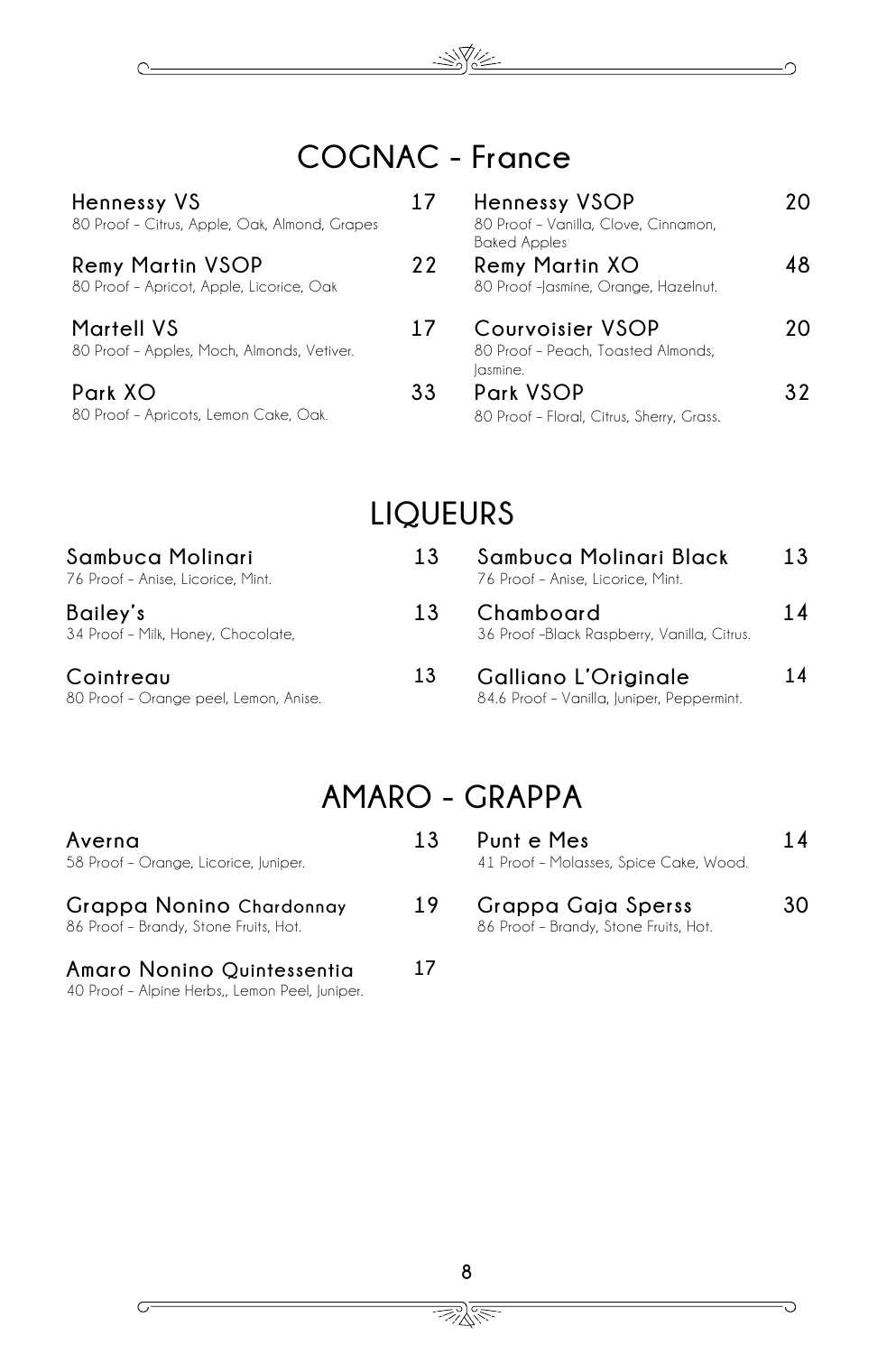## COGNAC - France

**Hennessy VS** 17
80 Proof – Citrus, Apple, Oak, Almond, Grapes

**Hennessy VSOP** 20
80 Proof – Vanilla, Clove, Cinnamon, Baked Apples

**Remy Martin VSOP** 22
80 Proof – Apricot, Apple, Licorice, Oak

**Remy Martin XO** 48
80 Proof –Jasmine, Orange, Hazelnut.

**Martell VS** 17
80 Proof – Apples, Moch, Almonds, Vetiver.

**Courvoisier VSOP** 20
80 Proof – Peach, Toasted Almonds, Jasmine.

**Park XO** 33
80 Proof – Apricots, Lemon Cake, Oak.

**Park VSOP** 32
80 Proof – Floral, Citrus, Sherry, Grass.

## LIQUEURS

**Sambuca Molinari** 13
76 Proof – Anise, Licorice, Mint.

**Sambuca Molinari Black** 13
76 Proof – Anise, Licorice, Mint.

**Bailey's** 13
34 Proof – Milk, Honey, Chocolate,

**Chamboard** 14
36 Proof –Black Raspberry, Vanilla, Citrus.

**Cointreau** 13
80 Proof – Orange peel, Lemon, Anise.

**Galliano L'Originale** 14
84.6 Proof – Vanilla, Juniper, Peppermint.

## AMARO - GRAPPA

**Averna** 13
58 Proof – Orange, Licorice, Juniper.

**Punt e Mes** 14
41 Proof – Molasses, Spice Cake, Wood.

**Grappa Nonino Chardonnay** 19
86 Proof – Brandy, Stone Fruits, Hot.

**Grappa Gaja Sperss** 30
86 Proof – Brandy, Stone Fruits, Hot.

**Amaro Nonino Quintessentia** 17
40 Proof – Alpine Herbs,, Lemon Peel, Juniper.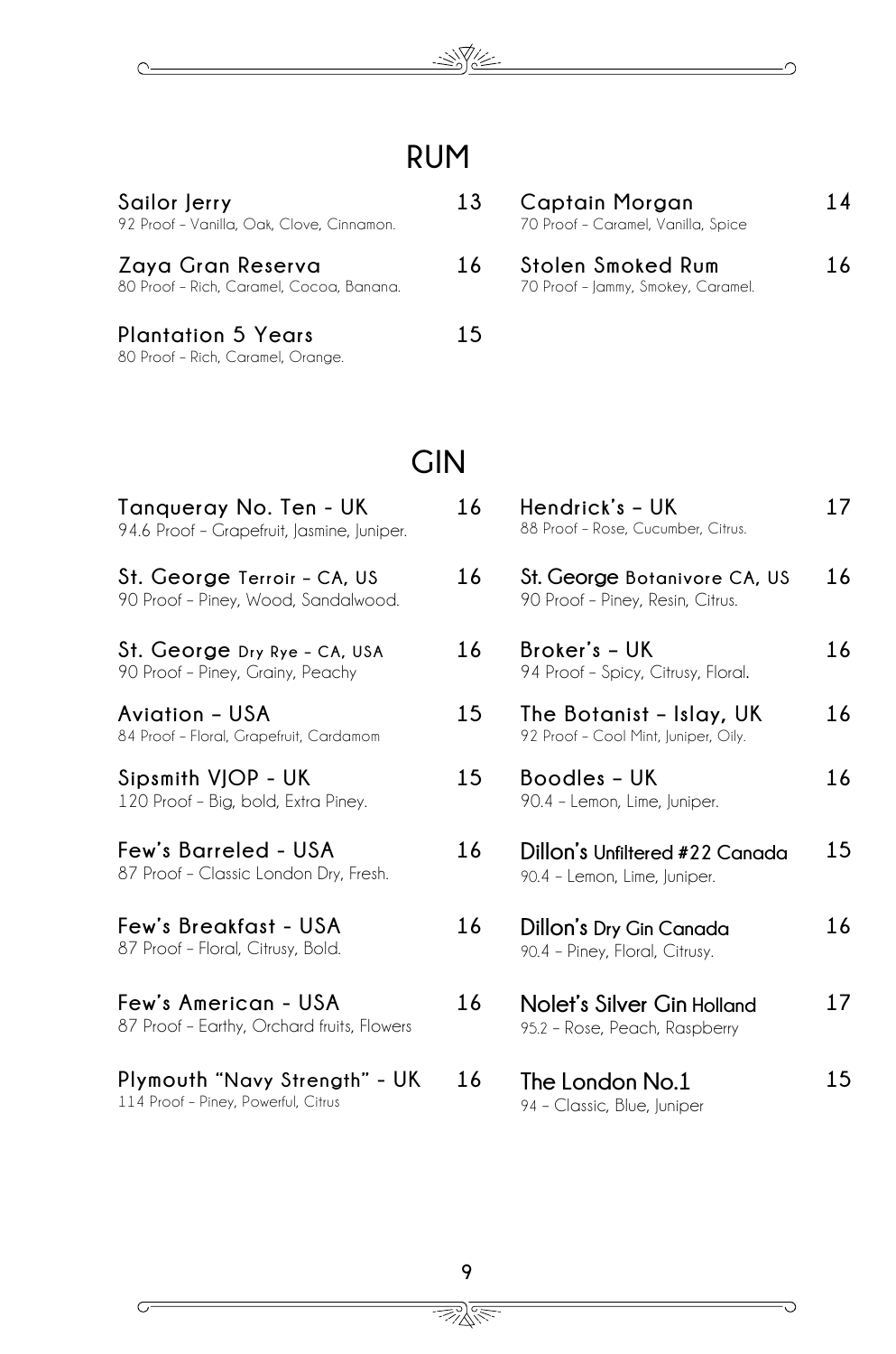# RUM

**Sailor Jerry** 13
92 Proof – Vanilla, Oak, Clove, Cinnamon.

**Zaya Gran Reserva** 16
80 Proof – Rich, Caramel, Cocoa, Banana.

**Plantation 5 Years** 15
80 Proof – Rich, Caramel, Orange.

**Captain Morgan** 14
70 Proof – Caramel, Vanilla, Spice

**Stolen Smoked Rum** 16
70 Proof – Jammy, Smokey, Caramel.

# GIN

**Tanqueray No. Ten - UK** 16
94.6 Proof – Grapefruit, Jasmine, Juniper.

**St. George Terroir – CA, US** 16
90 Proof – Piney, Wood, Sandalwood.

**St. George Dry Rye – CA, USA** 16
90 Proof – Piney, Grainy, Peachy

**Aviation – USA** 15
84 Proof – Floral, Grapefruit, Cardamom

**Sipsmith VJOP - UK** 15
120 Proof – Big, bold, Extra Piney.

**Few's Barreled - USA** 16
87 Proof – Classic London Dry, Fresh.

**Few's Breakfast - USA** 16
87 Proof – Floral, Citrusy, Bold.

**Few's American - USA** 16
87 Proof – Earthy, Orchard fruits, Flowers

**Plymouth "Navy Strength" - UK** 16
114 Proof – Piney, Powerful, Citrus

**Hendrick's – UK** 17
88 Proof – Rose, Cucumber, Citrus.

**St. George Botanivore CA, US** 16
90 Proof – Piney, Resin, Citrus.

**Broker's – UK** 16
94 Proof – Spicy, Citrusy, Floral.

**The Botanist – Islay, UK** 16
92 Proof – Cool Mint, Juniper, Oily.

**Boodles – UK** 16
90.4 – Lemon, Lime, Juniper.

**Dillon's Unfiltered #22 Canada** 15
90.4 – Lemon, Lime, Juniper.

**Dillon's Dry Gin Canada** 16
90.4 – Piney, Floral, Citrusy.

**Nolet's Silver Gin Holland** 17
95.2 – Rose, Peach, Raspberry

**The London No.1** 15
94 – Classic, Blue, Juniper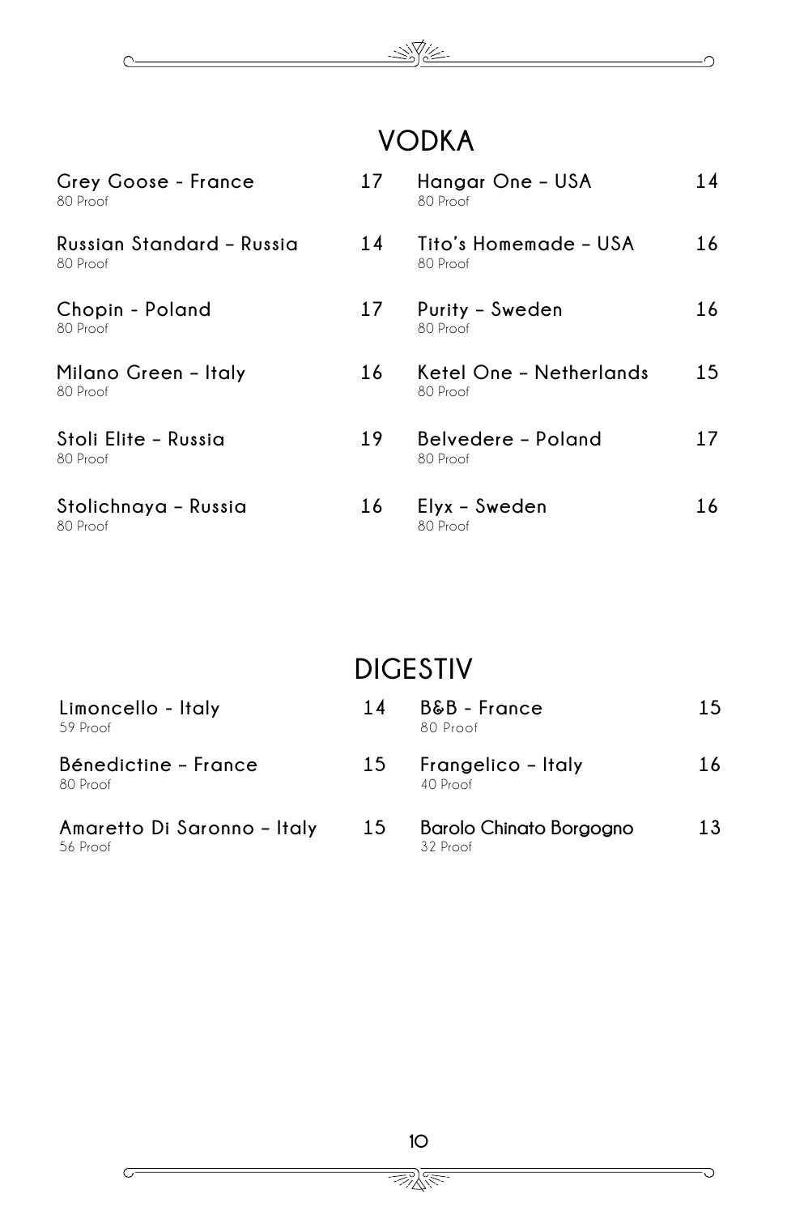## VODKA

**Grey Goose - France** 17
80 Proof

**Russian Standard – Russia** 14
80 Proof

**Chopin - Poland** 17
80 Proof

**Milano Green – Italy** 16
80 Proof

**Stoli Elite – Russia** 19
80 Proof

**Stolichnaya – Russia** 16
80 Proof

**Hangar One – USA** 14
80 Proof

**Tito's Homemade – USA** 16
80 Proof

**Purity – Sweden** 16
80 Proof

**Ketel One – Netherlands** 15
80 Proof

**Belvedere – Poland** 17
80 Proof

**Elyx – Sweden** 16
80 Proof

## DIGESTIV

**Limoncello - Italy** 14
59 Proof

**Bénedictine – France** 15
80 Proof

**Amaretto Di Saronno – Italy** 15
56 Proof

**B&B - France** 15
80 Proof

**Frangelico – Italy** 16
40 Proof

**Barolo Chinato Borgogno** 13
32 Proof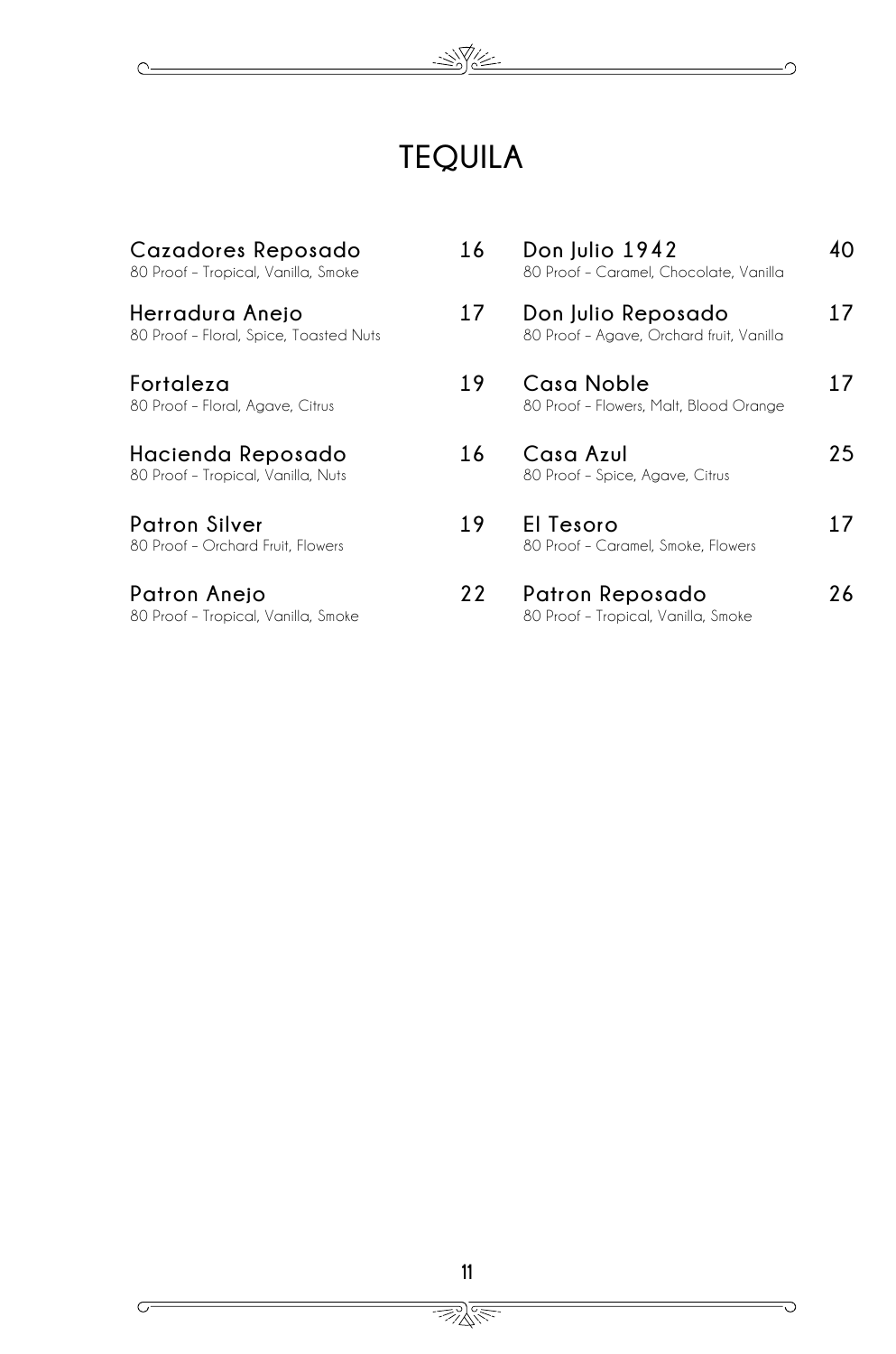# TEQUILA

**Cazadores Reposado** 16
80 Proof - Tropical, Vanilla, Smoke

**Herradura Anejo** 17
80 Proof - Floral, Spice, Toasted Nuts

**Fortaleza** 19
80 Proof - Floral, Agave, Citrus

**Hacienda Reposado** 16
80 Proof - Tropical, Vanilla, Nuts

**Patron Silver** 19
80 Proof - Orchard Fruit, Flowers

**Patron Anejo** 22
80 Proof - Tropical, Vanilla, Smoke

**Don Julio 1942** 40
80 Proof - Caramel, Chocolate, Vanilla

**Don Julio Reposado** 17
80 Proof - Agave, Orchard fruit, Vanilla

**Casa Noble** 17
80 Proof - Flowers, Malt, Blood Orange

**Casa Azul** 25
80 Proof - Spice, Agave, Citrus

**El Tesoro** 17
80 Proof - Caramel, Smoke, Flowers

**Patron Reposado** 26
80 Proof - Tropical, Vanilla, Smoke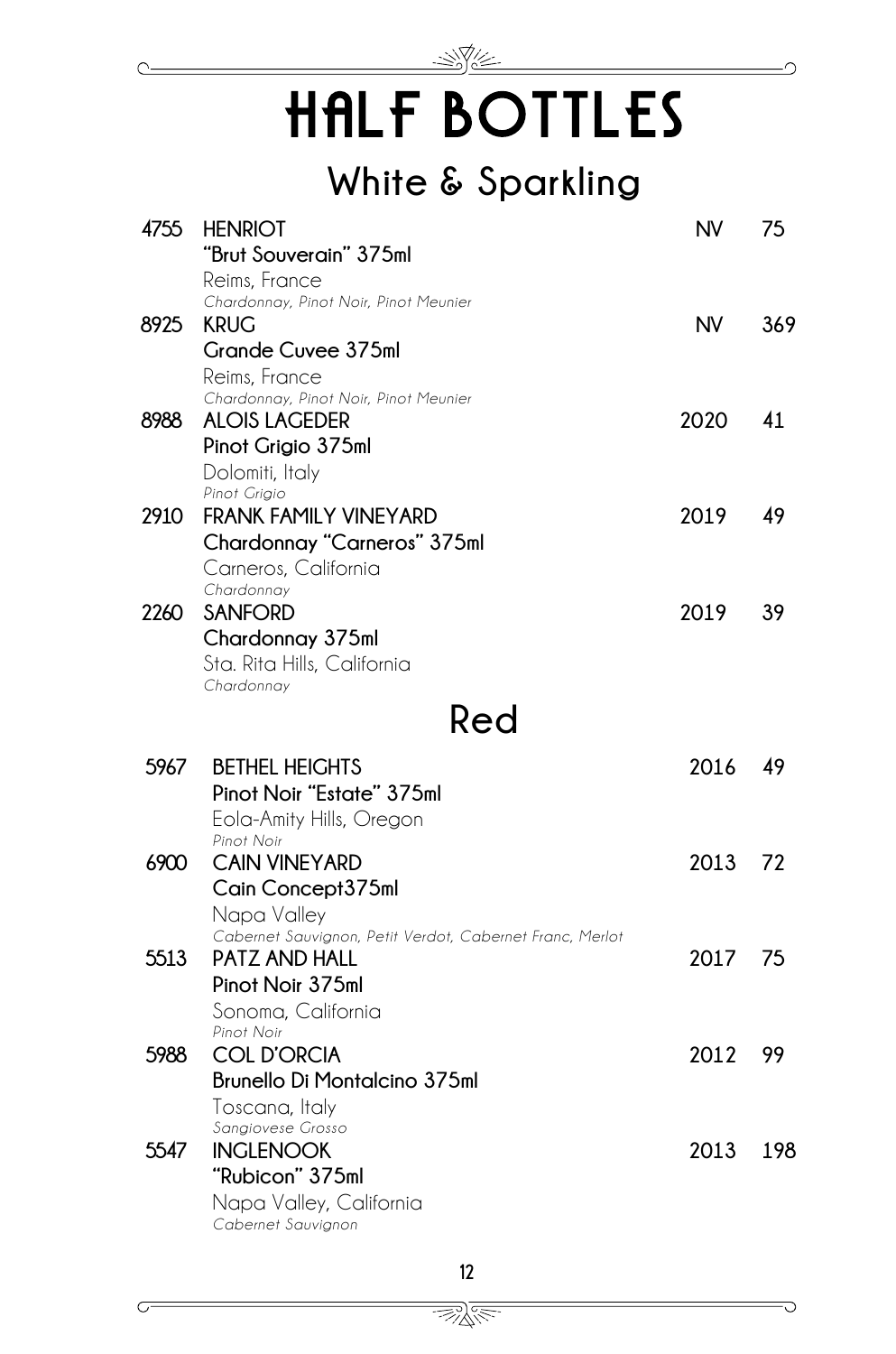# HALF BOTTLES

## White & Sparkling

**4755 HENRIOT** — NV — 75
**"Brut Souverain" 375ml**
Reims, France
*Chardonnay, Pinot Noir, Pinot Meunier*

**8925 KRUG** — NV — 369
**Grande Cuvee 375ml**
Reims, France
*Chardonnay, Pinot Noir, Pinot Meunier*

**8988 ALOIS LAGEDER** — 2020 — 41
**Pinot Grigio 375ml**
Dolomiti, Italy
*Pinot Grigio*

**2910 FRANK FAMILY VINEYARD** — 2019 — 49
**Chardonnay "Carneros" 375ml**
Carneros, California
*Chardonnay*

**2260 SANFORD** — 2019 — 39
**Chardonnay 375ml**
Sta. Rita Hills, California
*Chardonnay*

## Red

**5967 BETHEL HEIGHTS** — 2016 — 49
**Pinot Noir "Estate" 375ml**
Eola-Amity Hills, Oregon
*Pinot Noir*

**6900 CAIN VINEYARD** — 2013 — 72
**Cain Concept375ml**
Napa Valley
*Cabernet Sauvignon, Petit Verdot, Cabernet Franc, Merlot*

**5513 PATZ AND HALL** — 2017 — 75
**Pinot Noir 375ml**
Sonoma, California
*Pinot Noir*

**5988 COL D'ORCIA** — 2012 — 99
**Brunello Di Montalcino 375ml**
Toscana, Italy
*Sangiovese Grosso*

**5547 INGLENOOK** — 2013 — 198
**"Rubicon" 375ml**
Napa Valley, California
*Cabernet Sauvignon*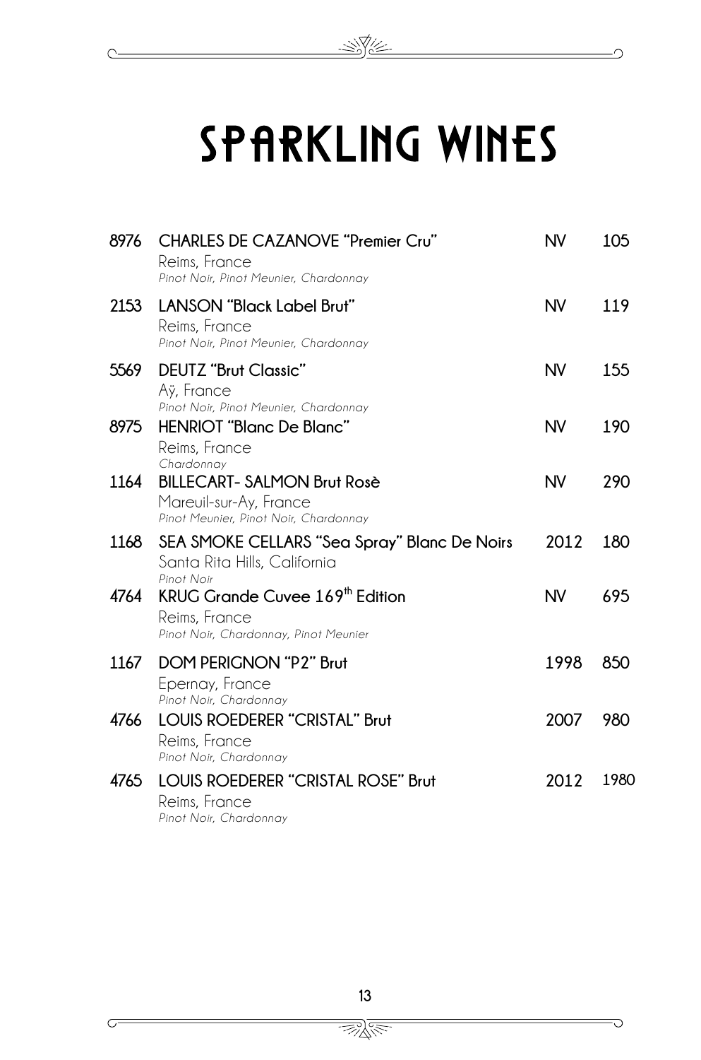# SPARKLING WINES

| | | | |
|---|---|---|---|
| 8976 | **CHARLES DE CAZANOVE "Premier Cru"**<br>Reims, France<br>*Pinot Noir, Pinot Meunier, Chardonnay* | NV | 105 |
| 2153 | **LANSON "Black Label Brut"**<br>Reims, France<br>*Pinot Noir, Pinot Meunier, Chardonnay* | NV | 119 |
| 5569 | **DEUTZ "Brut Classic"**<br>Aÿ, France<br>*Pinot Noir, Pinot Meunier, Chardonnay* | NV | 155 |
| 8975 | **HENRIOT "Blanc De Blanc"**<br>Reims, France<br>*Chardonnay* | NV | 190 |
| 1164 | **BILLECART- SALMON Brut Rosè**<br>Mareuil-sur-Ay, France<br>*Pinot Meunier, Pinot Noir, Chardonnay* | NV | 290 |
| 1168 | **SEA SMOKE CELLARS "Sea Spray" Blanc De Noirs**<br>Santa Rita Hills, California<br>*Pinot Noir* | 2012 | 180 |
| 4764 | **KRUG Grande Cuvee 169th Edition**<br>Reims, France<br>*Pinot Noir, Chardonnay, Pinot Meunier* | NV | 695 |
| 1167 | **DOM PERIGNON "P2" Brut**<br>Epernay, France<br>*Pinot Noir, Chardonnay* | 1998 | 850 |
| 4766 | **LOUIS ROEDERER "CRISTAL" Brut**<br>Reims, France<br>*Pinot Noir, Chardonnay* | 2007 | 980 |
| 4765 | **LOUIS ROEDERER "CRISTAL ROSE" Brut**<br>Reims, France<br>*Pinot Noir, Chardonnay* | 2012 | 1980 |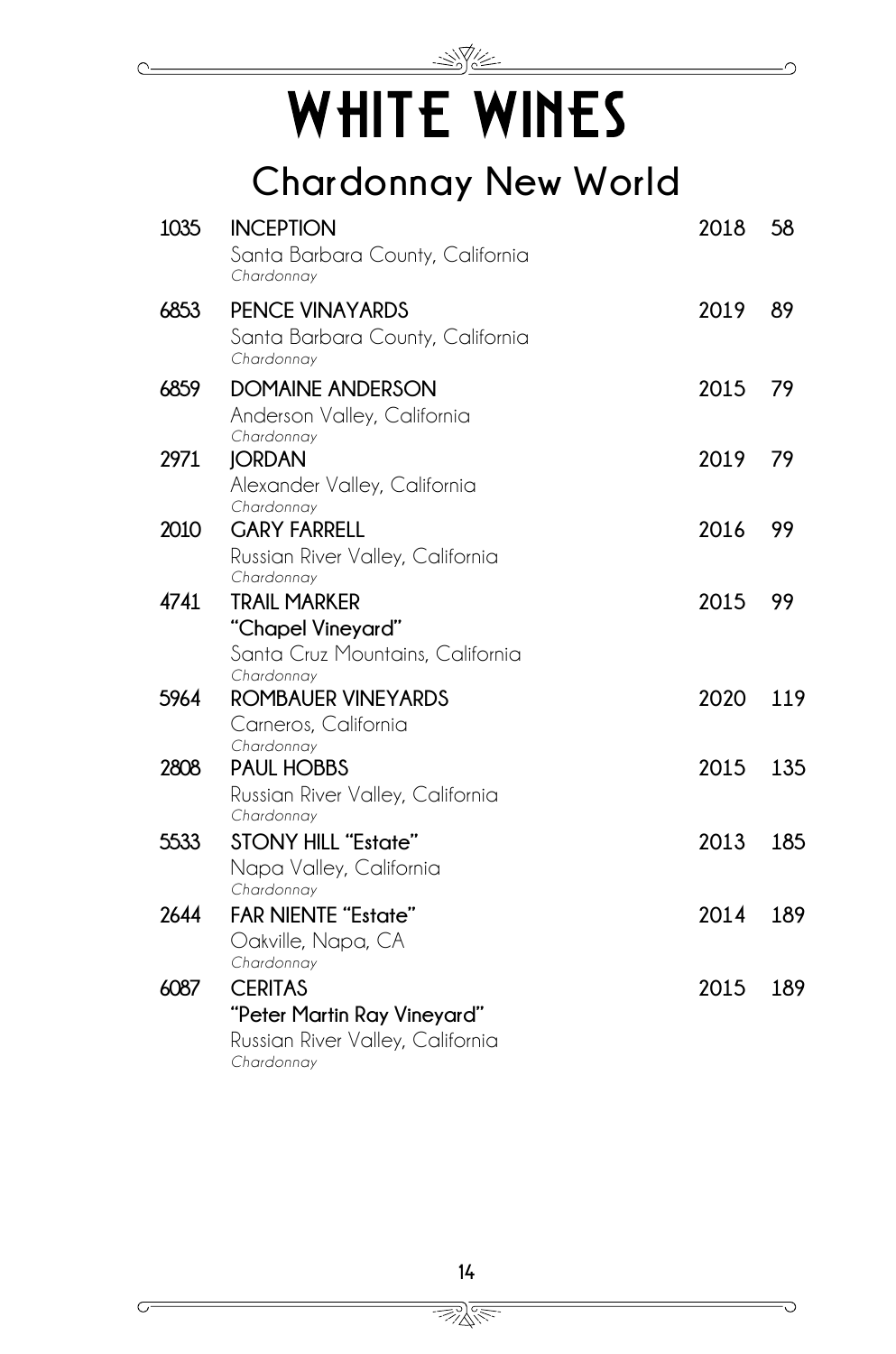# WHITE WINES

## Chardonnay New World

| | | | |
|---|---|---|---|
| 1035 | **INCEPTION**<br>Santa Barbara County, California<br>*Chardonnay* | 2018 | 58 |
| 6853 | **PENCE VINAYARDS**<br>Santa Barbara County, California<br>*Chardonnay* | 2019 | 89 |
| 6859 | **DOMAINE ANDERSON**<br>Anderson Valley, California<br>*Chardonnay* | 2015 | 79 |
| 2971 | **JORDAN**<br>Alexander Valley, California<br>*Chardonnay* | 2019 | 79 |
| 2010 | **GARY FARRELL**<br>Russian River Valley, California<br>*Chardonnay* | 2016 | 99 |
| 4741 | **TRAIL MARKER**<br>**"Chapel Vineyard"**<br>Santa Cruz Mountains, California<br>*Chardonnay* | 2015 | 99 |
| 5964 | **ROMBAUER VINEYARDS**<br>Carneros, California<br>*Chardonnay* | 2020 | 119 |
| 2808 | **PAUL HOBBS**<br>Russian River Valley, California<br>*Chardonnay* | 2015 | 135 |
| 5533 | **STONY HILL "Estate"**<br>Napa Valley, California<br>*Chardonnay* | 2013 | 185 |
| 2644 | **FAR NIENTE "Estate"**<br>Oakville, Napa, CA<br>*Chardonnay* | 2014 | 189 |
| 6087 | **CERITAS**<br>**"Peter Martin Ray Vineyard"**<br>Russian River Valley, California<br>*Chardonnay* | 2015 | 189 |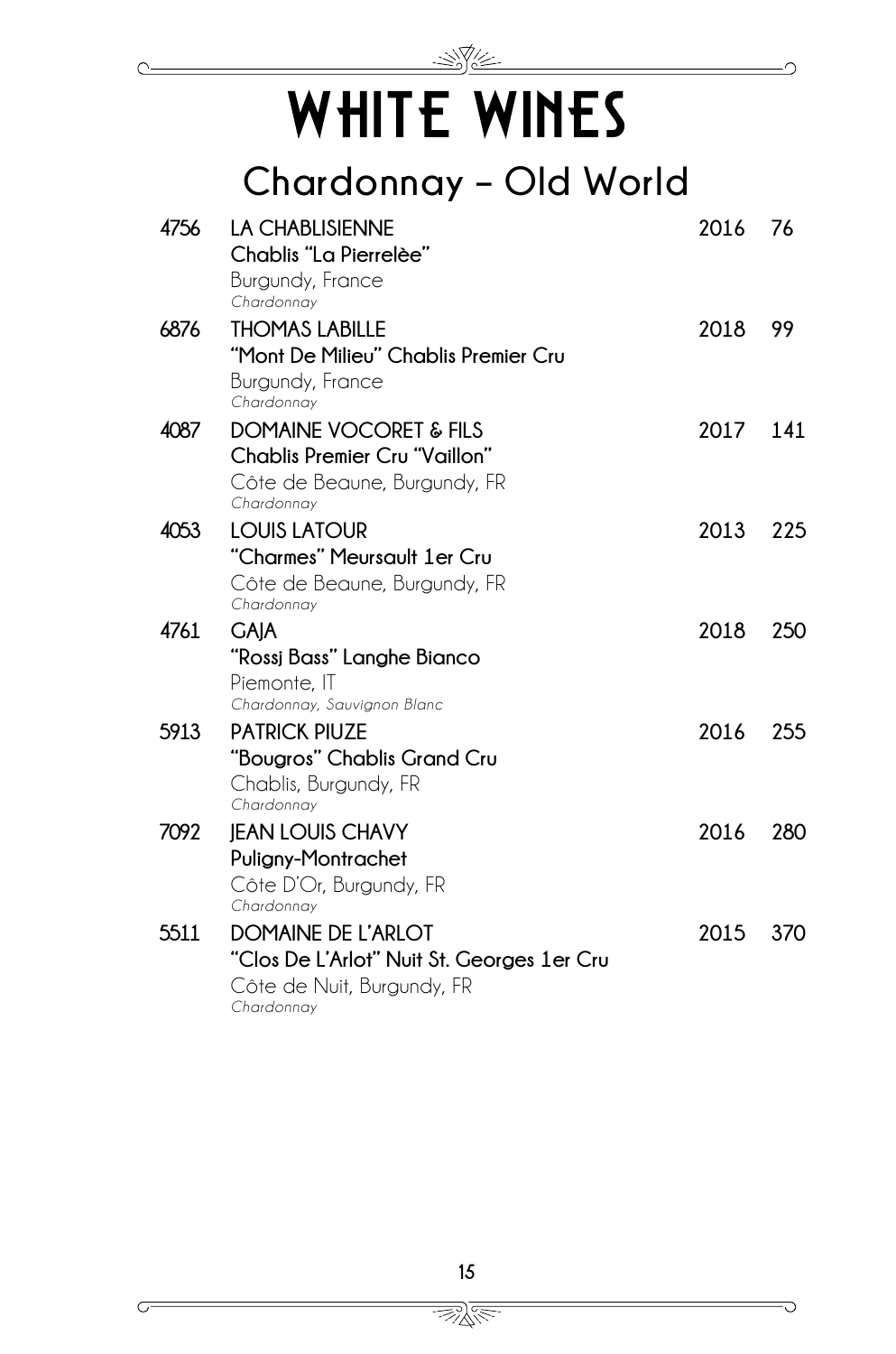# WHITE WINES

## Chardonnay – Old World

| | | | |
|---|---|---|---|
| 4756 | **LA CHABLISIENNE**<br>**Chablis "La Pierrelèe"**<br>Burgundy, France<br>*Chardonnay* | 2016 | 76 |
| 6876 | **THOMAS LABILLE**<br>**"Mont De Milieu" Chablis Premier Cru**<br>Burgundy, France<br>*Chardonnay* | 2018 | 99 |
| 4087 | **DOMAINE VOCORET & FILS**<br>**Chablis Premier Cru "Vaillon"**<br>Côte de Beaune, Burgundy, FR<br>*Chardonnay* | 2017 | 141 |
| 4053 | **LOUIS LATOUR**<br>**"Charmes" Meursault 1er Cru**<br>Côte de Beaune, Burgundy, FR<br>*Chardonnay* | 2013 | 225 |
| 4761 | **GAJA**<br>**"Rossj Bass" Langhe Bianco**<br>Piemonte, IT<br>*Chardonnay, Sauvignon Blanc* | 2018 | 250 |
| 5913 | **PATRICK PIUZE**<br>**"Bougros" Chablis Grand Cru**<br>Chablis, Burgundy, FR<br>*Chardonnay* | 2016 | 255 |
| 7092 | **JEAN LOUIS CHAVY**<br>**Puligny-Montrachet**<br>Côte D'Or, Burgundy, FR<br>*Chardonnay* | 2016 | 280 |
| 5511 | **DOMAINE DE L'ARLOT**<br>**"Clos De L'Arlot" Nuit St. Georges 1er Cru**<br>Côte de Nuit, Burgundy, FR<br>*Chardonnay* | 2015 | 370 |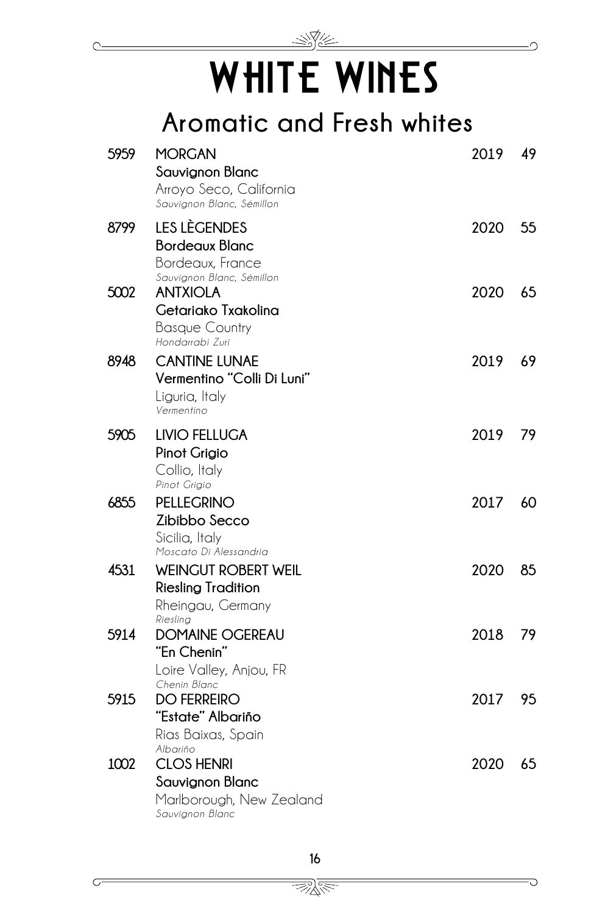# WHITE WINES

## Aromatic and Fresh whites

| | | | |
|---|---|---|---|
| 5959 | **MORGAN**<br>**Sauvignon Blanc**<br>Arroyo Seco, California<br>*Sauvignon Blanc, Sémillon* | 2019 | 49 |
| 8799 | **LES LÈGENDES**<br>**Bordeaux Blanc**<br>Bordeaux, France<br>*Sauvignon Blanc, Sémillon* | 2020 | 55 |
| 5002 | **ANTXIOLA**<br>**Getariako Txakolina**<br>Basque Country<br>*Hondarrabi Zuri* | 2020 | 65 |
| 8948 | **CANTINE LUNAE**<br>**Vermentino "Colli Di Luni"**<br>Liguria, Italy<br>*Vermentino* | 2019 | 69 |
| 5905 | **LIVIO FELLUGA**<br>**Pinot Grigio**<br>Collio, Italy<br>*Pinot Grigio* | 2019 | 79 |
| 6855 | **PELLEGRINO**<br>**Zibibbo Secco**<br>Sicilia, Italy<br>*Moscato Di Alessandria* | 2017 | 60 |
| 4531 | **WEINGUT ROBERT WEIL**<br>**Riesling Tradition**<br>Rheingau, Germany<br>*Riesling* | 2020 | 85 |
| 5914 | **DOMAINE OGEREAU**<br>**"En Chenin"**<br>Loire Valley, Anjou, FR<br>*Chenin Blanc* | 2018 | 79 |
| 5915 | **DO FERREIRO**<br>**"Estate" Albariño**<br>Rias Baixas, Spain<br>*Albariño* | 2017 | 95 |
| 1002 | **CLOS HENRI**<br>**Sauvignon Blanc**<br>Marlborough, New Zealand<br>*Sauvignon Blanc* | 2020 | 65 |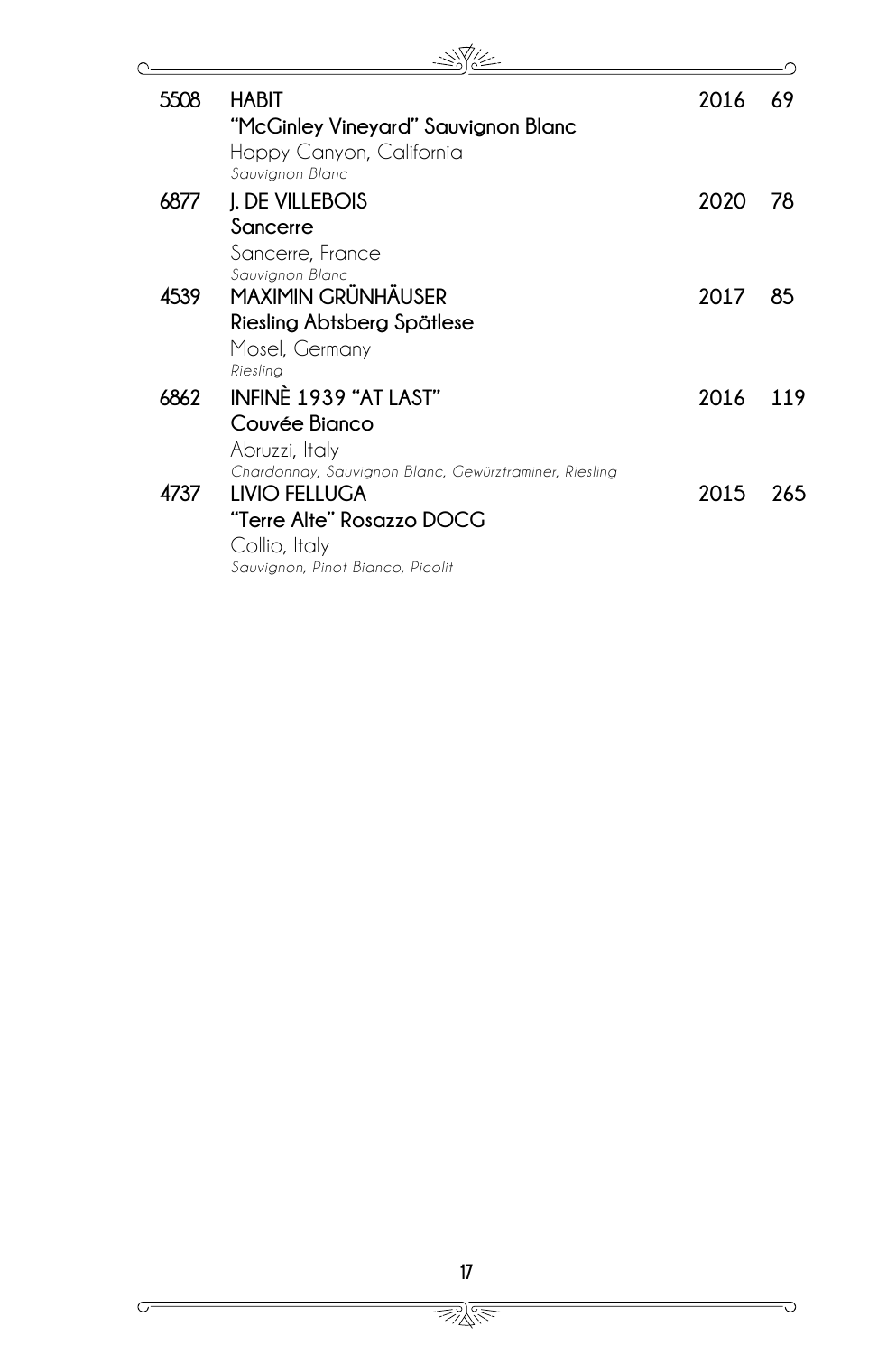| | | | |
|---|---|---|---|
| 5508 | **HABIT**<br>**"McGinley Vineyard" Sauvignon Blanc**<br>Happy Canyon, California<br>*Sauvignon Blanc* | 2016 | 69 |
| 6877 | **J. DE VILLEBOIS**<br>**Sancerre**<br>Sancerre, France<br>*Sauvignon Blanc* | 2020 | 78 |
| 4539 | **MAXIMIN GRÜNHÄUSER**<br>**Riesling Abtsberg Spätlese**<br>Mosel, Germany<br>*Riesling* | 2017 | 85 |
| 6862 | **INFINÈ 1939 "AT LAST"**<br>**Couvée Bianco**<br>Abruzzi, Italy<br>*Chardonnay, Sauvignon Blanc, Gewürztraminer, Riesling* | 2016 | 119 |
| 4737 | **LIVIO FELLUGA**<br>**"Terre Alte" Rosazzo DOCG**<br>Collio, Italy<br>*Sauvignon, Pinot Bianco, Picolit* | 2015 | 265 |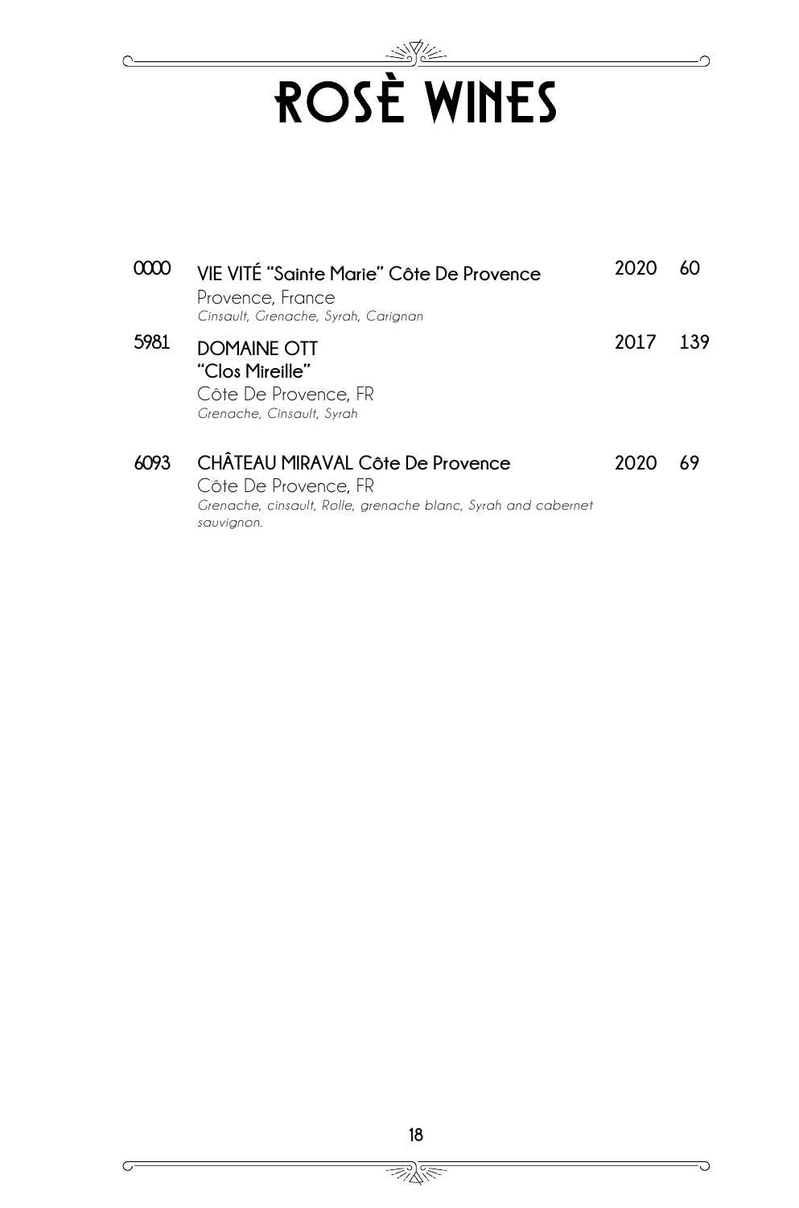# ROSÈ WINES

**0000** **VIE VITÉ "Sainte Marie" Côte De Provence** **2020** **60**
Provence, France
*Cinsault, Grenache, Syrah, Carignan*

**5981** **DOMAINE OTT** **2017** **139**
**"Clos Mireille"**
Côte De Provence, FR
*Grenache, Cinsault, Syrah*

**6093** **CHÂTEAU MIRAVAL Côte De Provence** **2020** **69**
Côte De Provence, FR
*Grenache, cinsault, Rolle, grenache blanc, Syrah and cabernet sauvignon.*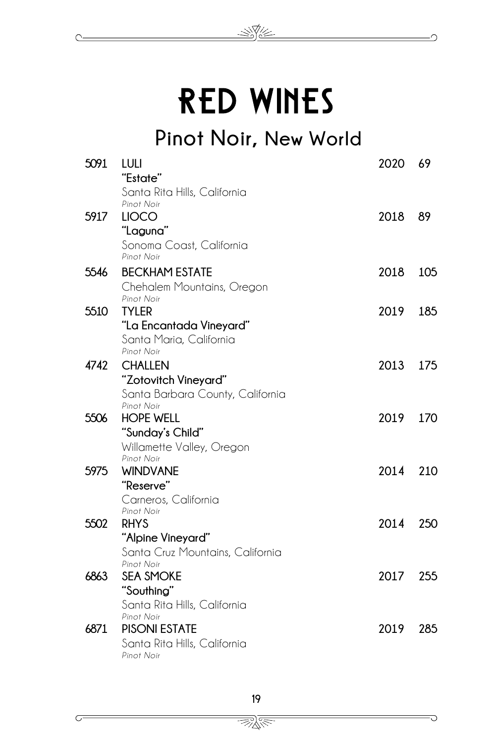# RED WINES

## Pinot Noir, New World

| | | | |
|---|---|---|---|
| 5091 | **LULI**<br>**"Estate"**<br>Santa Rita Hills, California<br>*Pinot Noir* | 2020 | 69 |
| 5917 | **LIOCO**<br>**"Laguna"**<br>Sonoma Coast, California<br>*Pinot Noir* | 2018 | 89 |
| 5546 | **BECKHAM ESTATE**<br>Chehalem Mountains, Oregon<br>*Pinot Noir* | 2018 | 105 |
| 5510 | **TYLER**<br>**"La Encantada Vineyard"**<br>Santa Maria, California<br>*Pinot Noir* | 2019 | 185 |
| 4742 | **CHALLEN**<br>**"Zotovitch Vineyard"**<br>Santa Barbara County, California<br>*Pinot Noir* | 2013 | 175 |
| 5506 | **HOPE WELL**<br>**"Sunday's Child"**<br>Willamette Valley, Oregon<br>*Pinot Noir* | 2019 | 170 |
| 5975 | **WINDVANE**<br>**"Reserve"**<br>Carneros, California<br>*Pinot Noir* | 2014 | 210 |
| 5502 | **RHYS**<br>**"Alpine Vineyard"**<br>Santa Cruz Mountains, California<br>*Pinot Noir* | 2014 | 250 |
| 6863 | **SEA SMOKE**<br>**"Southing"**<br>Santa Rita Hills, California<br>*Pinot Noir* | 2017 | 255 |
| 6871 | **PISONI ESTATE**<br>Santa Rita Hills, California<br>*Pinot Noir* | 2019 | 285 |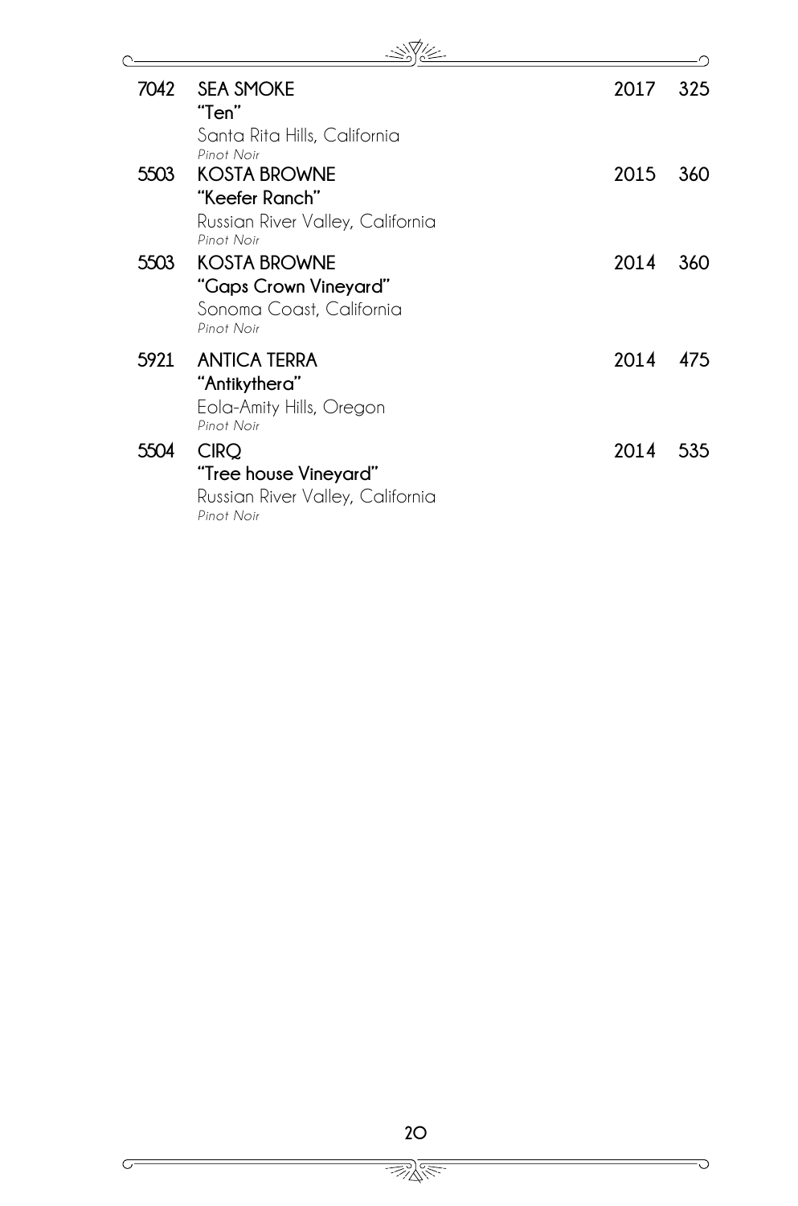| | | | |
|---|---|---|---|
| 7042 | **SEA SMOKE**<br>**"Ten"**<br>Santa Rita Hills, California<br>*Pinot Noir* | 2017 | 325 |
| 5503 | **KOSTA BROWNE**<br>**"Keefer Ranch"**<br>Russian River Valley, California<br>*Pinot Noir* | 2015 | 360 |
| 5503 | **KOSTA BROWNE**<br>**"Gaps Crown Vineyard"**<br>Sonoma Coast, California<br>*Pinot Noir* | 2014 | 360 |
| 5921 | **ANTICA TERRA**<br>**"Antikythera"**<br>Eola-Amity Hills, Oregon<br>*Pinot Noir* | 2014 | 475 |
| 5504 | **CIRQ**<br>**"Tree house Vineyard"**<br>Russian River Valley, California<br>*Pinot Noir* | 2014 | 535 |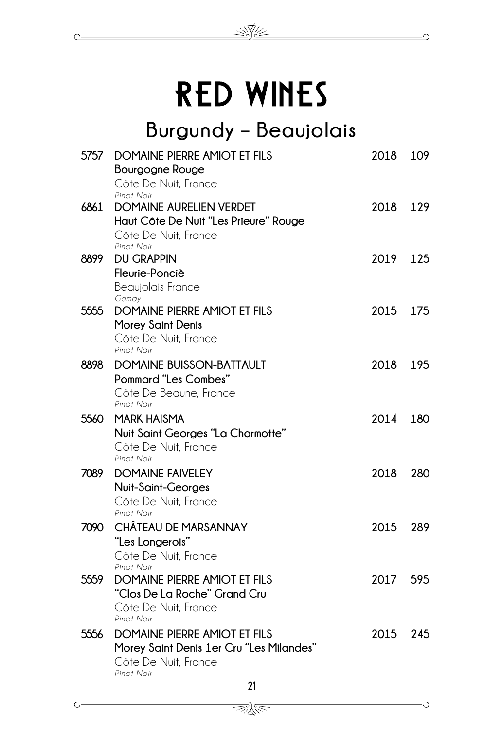# RED WINES

## Burgundy – Beaujolais

| Bin | Wine | Vintage | Price |
|---|---|---|---|
| 5757 | DOMAINE PIERRE AMIOT ET FILS<br>**Bourgogne Rouge**<br>Côte De Nuit, France<br>*Pinot Noir* | 2018 | 109 |
| 6861 | DOMAINE AURELIEN VERDET<br>**Haut Côte De Nuit "Les Prieure" Rouge**<br>Côte De Nuit, France<br>*Pinot Noir* | 2018 | 129 |
| 8899 | DU GRAPPIN<br>**Fleurie-Ponciè**<br>Beaujolais France<br>*Gamay* | 2019 | 125 |
| 5555 | DOMAINE PIERRE AMIOT ET FILS<br>**Morey Saint Denis**<br>Côte De Nuit, France<br>*Pinot Noir* | 2015 | 175 |
| 8898 | DOMAINE BUISSON-BATTAULT<br>**Pommard "Les Combes"**<br>Côte De Beaune, France<br>*Pinot Noir* | 2018 | 195 |
| 5560 | MARK HAISMA<br>**Nuit Saint Georges "La Charmotte"**<br>Côte De Nuit, France<br>*Pinot Noir* | 2014 | 180 |
| 7089 | DOMAINE FAIVELEY<br>**Nuit-Saint-Georges**<br>Côte De Nuit, France<br>*Pinot Noir* | 2018 | 280 |
| 7090 | CHÂTEAU DE MARSANNAY<br>**"Les Longerois"**<br>Côte De Nuit, France<br>*Pinot Noir* | 2015 | 289 |
| 5559 | DOMAINE PIERRE AMIOT ET FILS<br>**"Clos De La Roche" Grand Cru**<br>Côte De Nuit, France<br>*Pinot Noir* | 2017 | 595 |
| 5556 | DOMAINE PIERRE AMIOT ET FILS<br>**Morey Saint Denis 1er Cru "Les Milandes"**<br>Côte De Nuit, France<br>*Pinot Noir* | 2015 | 245 |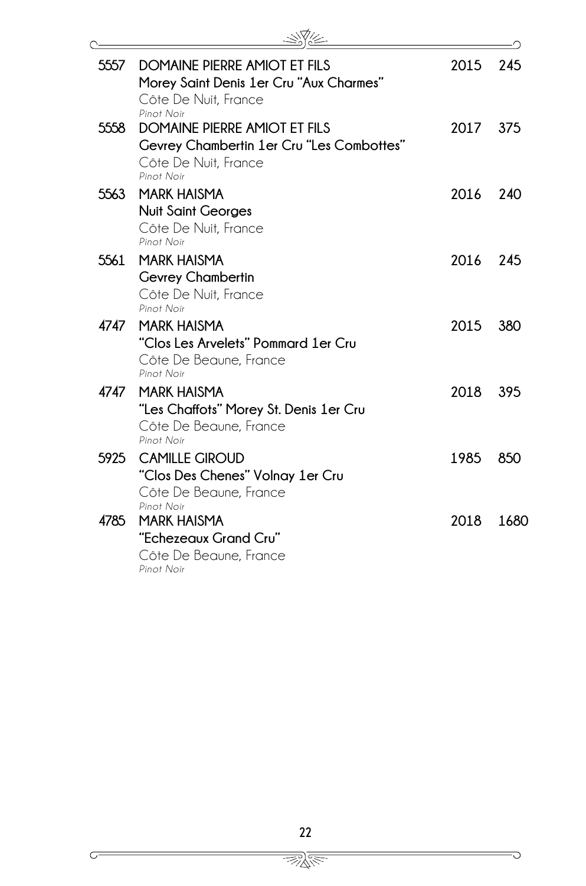| | | | |
|---|---|---|---|
| 5557 | **DOMAINE PIERRE AMIOT ET FILS**<br>**Morey Saint Denis 1er Cru "Aux Charmes"**<br>Côte De Nuit, France<br>*Pinot Noir* | 2015 | 245 |
| 5558 | **DOMAINE PIERRE AMIOT ET FILS**<br>**Gevrey Chambertin 1er Cru "Les Combottes"**<br>Côte De Nuit, France<br>*Pinot Noir* | 2017 | 375 |
| 5563 | **MARK HAISMA**<br>**Nuit Saint Georges**<br>Côte De Nuit, France<br>*Pinot Noir* | 2016 | 240 |
| 5561 | **MARK HAISMA**<br>**Gevrey Chambertin**<br>Côte De Nuit, France<br>*Pinot Noir* | 2016 | 245 |
| 4747 | **MARK HAISMA**<br>**"Clos Les Arvelets" Pommard 1er Cru**<br>Côte De Beaune, France<br>*Pinot Noir* | 2015 | 380 |
| 4747 | **MARK HAISMA**<br>**"Les Chaffots" Morey St. Denis 1er Cru**<br>Côte De Beaune, France<br>*Pinot Noir* | 2018 | 395 |
| 5925 | **CAMILLE GIROUD**<br>**"Clos Des Chenes" Volnay 1er Cru**<br>Côte De Beaune, France<br>*Pinot Noir* | 1985 | 850 |
| 4785 | **MARK HAISMA**<br>**"Echezeaux Grand Cru"**<br>Côte De Beaune, France<br>*Pinot Noir* | 2018 | 1680 |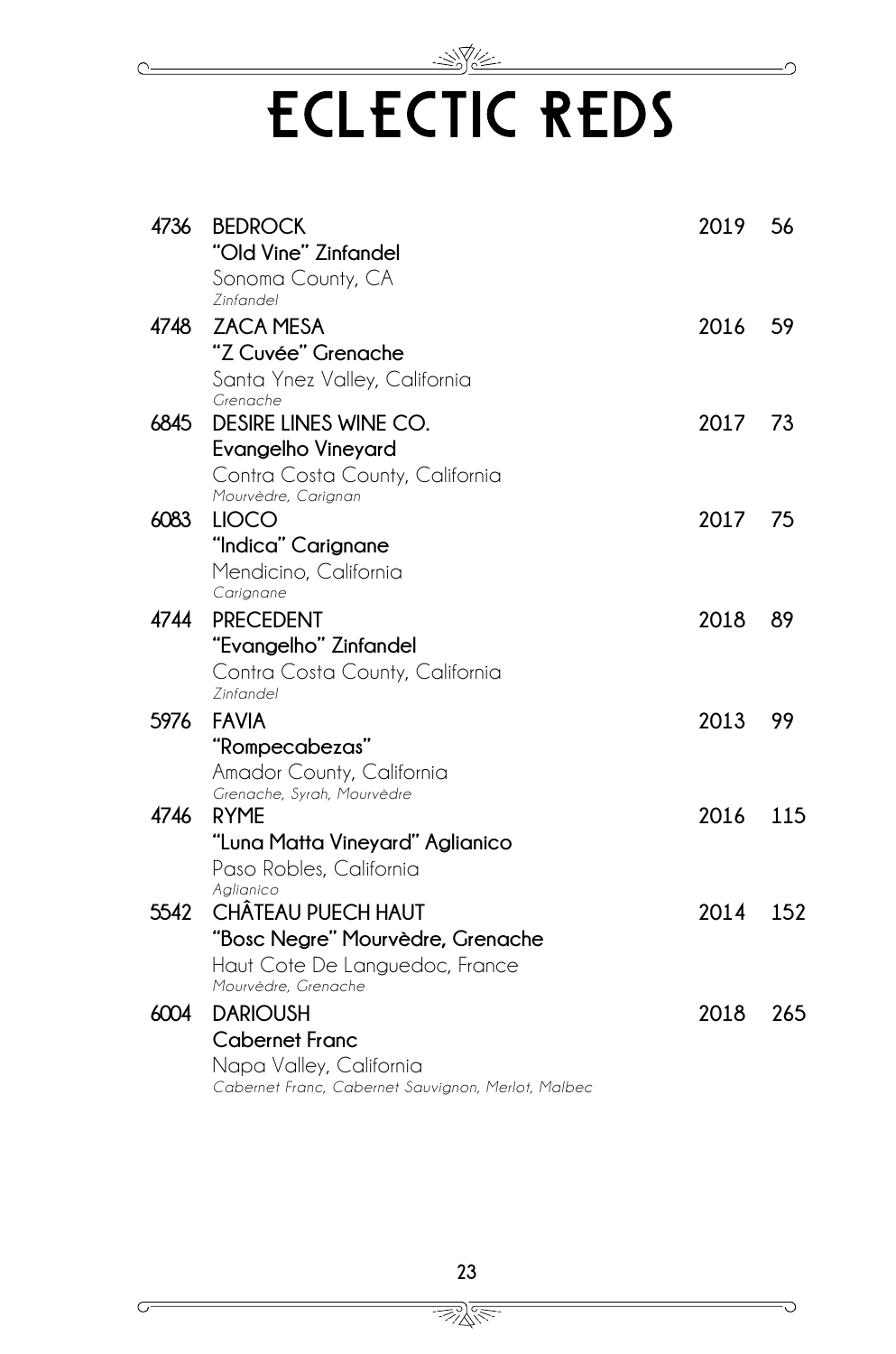# ECLECTIC REDS

| | | | |
|---|---|---|---|
| **4736** | **BEDROCK**<br>**"Old Vine" Zinfandel**<br>Sonoma County, CA<br>*Zinfandel* | **2019** | **56** |
| **4748** | **ZACA MESA**<br>**"Z Cuvée" Grenache**<br>Santa Ynez Valley, California<br>*Grenache* | **2016** | **59** |
| **6845** | **DESIRE LINES WINE CO.**<br>**Evangelho Vineyard**<br>Contra Costa County, California<br>*Mourvèdre, Carignan* | **2017** | **73** |
| **6083** | **LIOCO**<br>**"Indica" Carignane**<br>Mendicino, California<br>*Carignane* | **2017** | **75** |
| **4744** | **PRECEDENT**<br>**"Evangelho" Zinfandel**<br>Contra Costa County, California<br>*Zinfandel* | **2018** | **89** |
| **5976** | **FAVIA**<br>**"Rompecabezas"**<br>Amador County, California<br>*Grenache, Syrah, Mourvèdre* | **2013** | **99** |
| **4746** | **RYME**<br>**"Luna Matta Vineyard" Aglianico**<br>Paso Robles, California<br>*Aglianico* | **2016** | **115** |
| **5542** | **CHÂTEAU PUECH HAUT**<br>**"Bosc Negre" Mourvèdre, Grenache**<br>Haut Cote De Languedoc, France<br>*Mourvèdre, Grenache* | **2014** | **152** |
| **6004** | **DARIOUSH**<br>**Cabernet Franc**<br>Napa Valley, California<br>*Cabernet Franc, Cabernet Sauvignon, Merlot, Malbec* | **2018** | **265** |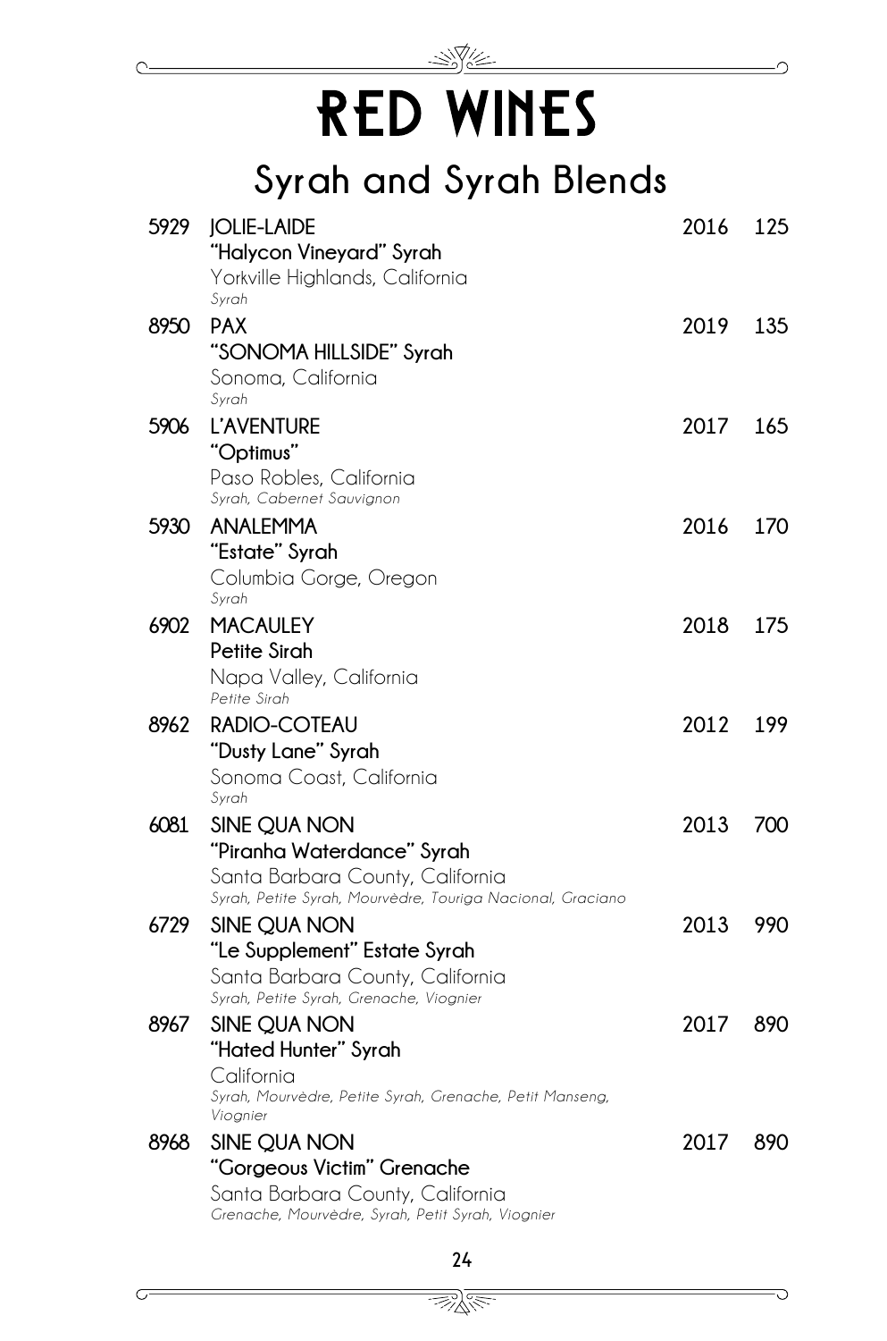# RED WINES

## Syrah and Syrah Blends

**5929 JOLIE-LAIDE** 2016 125
**"Halycon Vineyard" Syrah**
Yorkville Highlands, California
*Syrah*

**8950 PAX** 2019 135
**"SONOMA HILLSIDE" Syrah**
Sonoma, California
*Syrah*

**5906 L'AVENTURE** 2017 165
**"Optimus"**
Paso Robles, California
*Syrah, Cabernet Sauvignon*

**5930 ANALEMMA** 2016 170
**"Estate" Syrah**
Columbia Gorge, Oregon
*Syrah*

**6902 MACAULEY** 2018 175
**Petite Sirah**
Napa Valley, California
*Petite Sirah*

**8962 RADIO-COTEAU** 2012 199
**"Dusty Lane" Syrah**
Sonoma Coast, California
*Syrah*

**6081 SINE QUA NON** 2013 700
**"Piranha Waterdance" Syrah**
Santa Barbara County, California
*Syrah, Petite Syrah, Mourvèdre, Touriga Nacional, Graciano*

**6729 SINE QUA NON** 2013 990
**"Le Supplement" Estate Syrah**
Santa Barbara County, California
*Syrah, Petite Syrah, Grenache, Viognier*

**8967 SINE QUA NON** 2017 890
**"Hated Hunter" Syrah**
California
*Syrah, Mourvèdre, Petite Syrah, Grenache, Petit Manseng, Viognier*

**8968 SINE QUA NON** 2017 890
**"Gorgeous Victim" Grenache**
Santa Barbara County, California
*Grenache, Mourvèdre, Syrah, Petit Syrah, Viognier*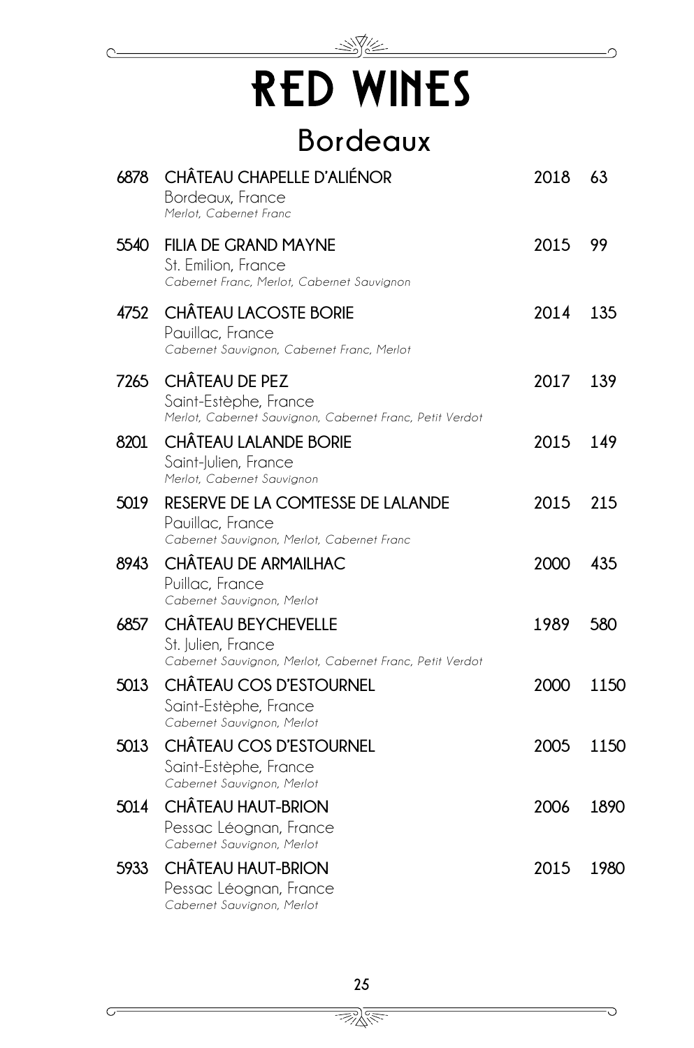# RED WINES

## Bordeaux

| | | | |
|---|---|---|---|
| 6878 | **CHÂTEAU CHAPELLE D'ALIÉNOR**<br>Bordeaux, France<br>*Merlot, Cabernet Franc* | 2018 | 63 |
| 5540 | **FILIA DE GRAND MAYNE**<br>St. Emilion, France<br>*Cabernet Franc, Merlot, Cabernet Sauvignon* | 2015 | 99 |
| 4752 | **CHÂTEAU LACOSTE BORIE**<br>Pauillac, France<br>*Cabernet Sauvignon, Cabernet Franc, Merlot* | 2014 | 135 |
| 7265 | **CHÂTEAU DE PEZ**<br>Saint-Estèphe, France<br>*Merlot, Cabernet Sauvignon, Cabernet Franc, Petit Verdot* | 2017 | 139 |
| 8201 | **CHÂTEAU LALANDE BORIE**<br>Saint-Julien, France<br>*Merlot, Cabernet Sauvignon* | 2015 | 149 |
| 5019 | **RESERVE DE LA COMTESSE DE LALANDE**<br>Pauillac, France<br>*Cabernet Sauvignon, Merlot, Cabernet Franc* | 2015 | 215 |
| 8943 | **CHÂTEAU DE ARMAILHAC**<br>Puillac, France<br>*Cabernet Sauvignon, Merlot* | 2000 | 435 |
| 6857 | **CHÂTEAU BEYCHEVELLE**<br>St. Julien, France<br>*Cabernet Sauvignon, Merlot, Cabernet Franc, Petit Verdot* | 1989 | 580 |
| 5013 | **CHÂTEAU COS D'ESTOURNEL**<br>Saint-Estèphe, France<br>*Cabernet Sauvignon, Merlot* | 2000 | 1150 |
| 5013 | **CHÂTEAU COS D'ESTOURNEL**<br>Saint-Estèphe, France<br>*Cabernet Sauvignon, Merlot* | 2005 | 1150 |
| 5014 | **CHÂTEAU HAUT-BRION**<br>Pessac Léognan, France<br>*Cabernet Sauvignon, Merlot* | 2006 | 1890 |
| 5933 | **CHÂTEAU HAUT-BRION**<br>Pessac Léognan, France<br>*Cabernet Sauvignon, Merlot* | 2015 | 1980 |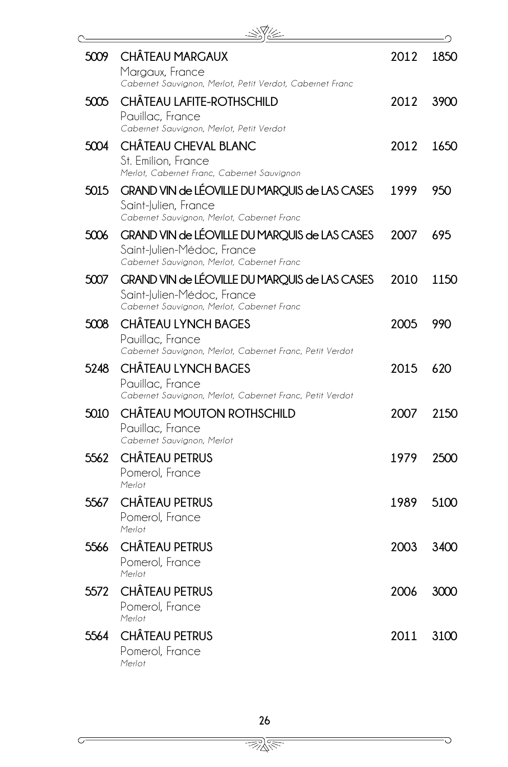| | | | |
|---|---|---|---|
| 5009 | **CHÂTEAU MARGAUX**<br>Margaux, France<br>*Cabernet Sauvignon, Merlot, Petit Verdot, Cabernet Franc* | 2012 | 1850 |
| 5005 | **CHÂTEAU LAFITE-ROTHSCHILD**<br>Pauillac, France<br>*Cabernet Sauvignon, Merlot, Petit Verdot* | 2012 | 3900 |
| 5004 | **CHÂTEAU CHEVAL BLANC**<br>St. Emilion, France<br>*Merlot, Cabernet Franc, Cabernet Sauvignon* | 2012 | 1650 |
| 5015 | **GRAND VIN de LÉOVILLE DU MARQUIS de LAS CASES**<br>Saint-Julien, France<br>*Cabernet Sauvignon, Merlot, Cabernet Franc* | 1999 | 950 |
| 5006 | **GRAND VIN de LÉOVILLE DU MARQUIS de LAS CASES**<br>Saint-Julien-Médoc, France<br>*Cabernet Sauvignon, Merlot, Cabernet Franc* | 2007 | 695 |
| 5007 | **GRAND VIN de LÉOVILLE DU MARQUIS de LAS CASES**<br>Saint-Julien-Médoc, France<br>*Cabernet Sauvignon, Merlot, Cabernet Franc* | 2010 | 1150 |
| 5008 | **CHÂTEAU LYNCH BAGES**<br>Pauillac, France<br>*Cabernet Sauvignon, Merlot, Cabernet Franc, Petit Verdot* | 2005 | 990 |
| 5248 | **CHÂTEAU LYNCH BAGES**<br>Pauillac, France<br>*Cabernet Sauvignon, Merlot, Cabernet Franc, Petit Verdot* | 2015 | 620 |
| 5010 | **CHÂTEAU MOUTON ROTHSCHILD**<br>Pauillac, France<br>*Cabernet Sauvignon, Merlot* | 2007 | 2150 |
| 5562 | **CHÂTEAU PETRUS**<br>Pomerol, France<br>*Merlot* | 1979 | 2500 |
| 5567 | **CHÂTEAU PETRUS**<br>Pomerol, France<br>*Merlot* | 1989 | 5100 |
| 5566 | **CHÂTEAU PETRUS**<br>Pomerol, France<br>*Merlot* | 2003 | 3400 |
| 5572 | **CHÂTEAU PETRUS**<br>Pomerol, France<br>*Merlot* | 2006 | 3000 |
| 5564 | **CHÂTEAU PETRUS**<br>Pomerol, France<br>*Merlot* | 2011 | 3100 |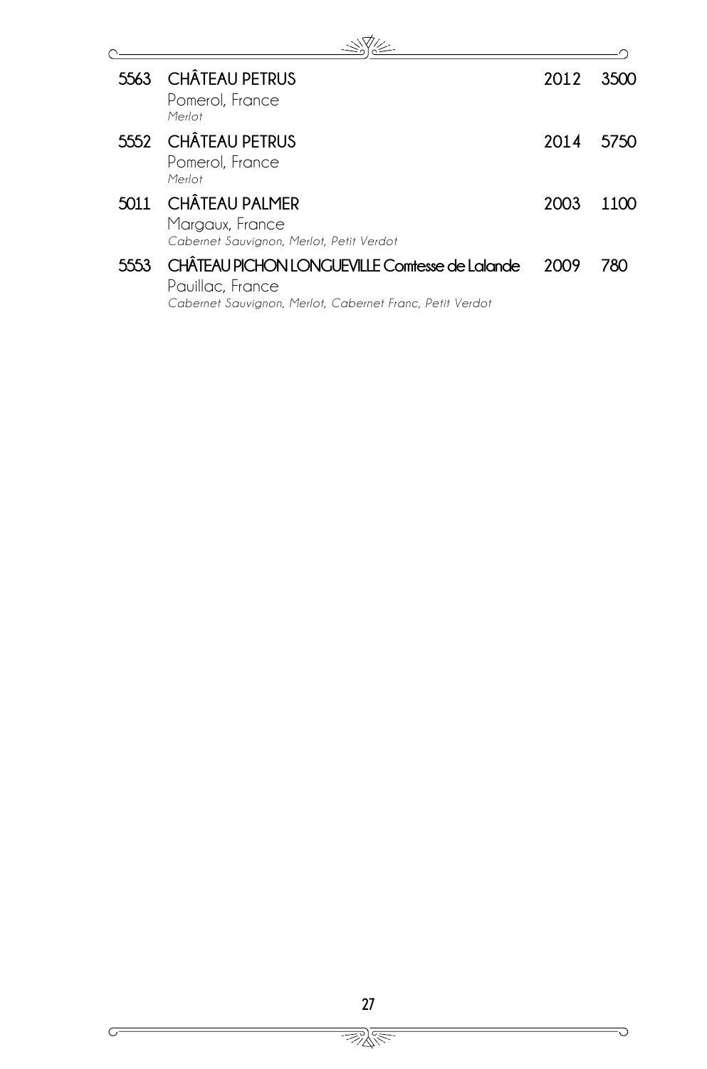**5563 CHÂTEAU PETRUS** — **2012** — **3500**
Pomerol, France
*Merlot*

**5552 CHÂTEAU PETRUS** — **2014** — **5750**
Pomerol, France
*Merlot*

**5011 CHÂTEAU PALMER** — **2003** — **1100**
Margaux, France
*Cabernet Sauvignon, Merlot, Petit Verdot*

**5553 CHÂTEAU PICHON LONGUEVILLE Comtesse de Lalande** — **2009** — **780**
Pauillac, France
*Cabernet Sauvignon, Merlot, Cabernet Franc, Petit Verdot*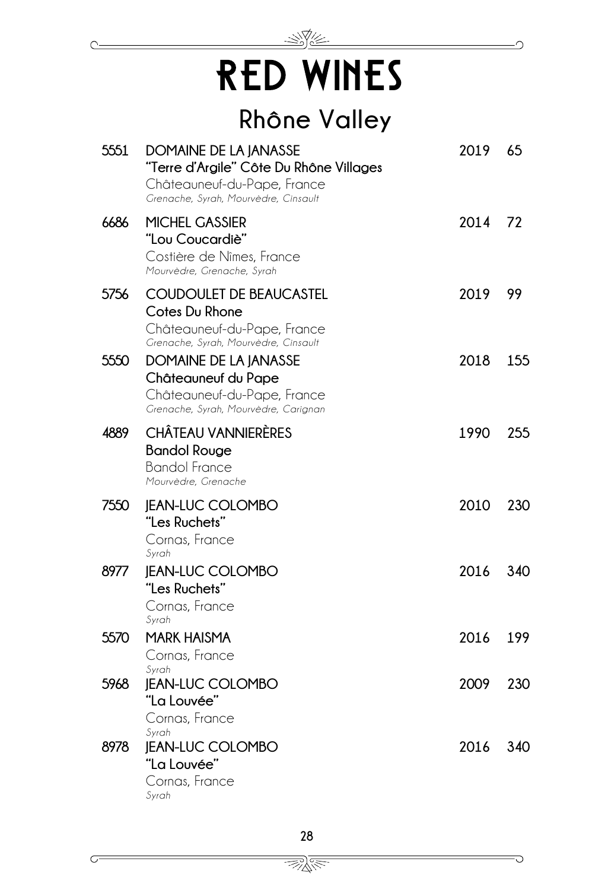# RED WINES

## Rhône Valley

| | | | |
|---|---|---|---|
| 5551 | **DOMAINE DE LA JANASSE**<br>**"Terre d'Argile" Côte Du Rhône Villages**<br>Châteauneuf-du-Pape, France<br>*Grenache, Syrah, Mourvèdre, Cinsault* | 2019 | 65 |
| 6686 | **MICHEL GASSIER**<br>**"Lou Coucardiè"**<br>Costière de Nîmes, France<br>*Mourvèdre, Grenache, Syrah* | 2014 | 72 |
| 5756 | **COUDOULET DE BEAUCASTEL**<br>**Cotes Du Rhone**<br>Châteauneuf-du-Pape, France<br>*Grenache, Syrah, Mourvèdre, Cinsault* | 2019 | 99 |
| 5550 | **DOMAINE DE LA JANASSE**<br>**Châteauneuf du Pape**<br>Châteauneuf-du-Pape, France<br>*Grenache, Syrah, Mourvèdre, Carignan* | 2018 | 155 |
| 4889 | **CHÂTEAU VANNIERÈRES**<br>**Bandol Rouge**<br>Bandol France<br>*Mourvèdre, Grenache* | 1990 | 255 |
| 7550 | **JEAN-LUC COLOMBO**<br>**"Les Ruchets"**<br>Cornas, France<br>*Syrah* | 2010 | 230 |
| 8977 | **JEAN-LUC COLOMBO**<br>**"Les Ruchets"**<br>Cornas, France<br>*Syrah* | 2016 | 340 |
| 5570 | **MARK HAISMA**<br>Cornas, France<br>*Syrah* | 2016 | 199 |
| 5968 | **JEAN-LUC COLOMBO**<br>**"La Louvée"**<br>Cornas, France<br>*Syrah* | 2009 | 230 |
| 8978 | **JEAN-LUC COLOMBO**<br>**"La Louvée"**<br>Cornas, France<br>*Syrah* | 2016 | 340 |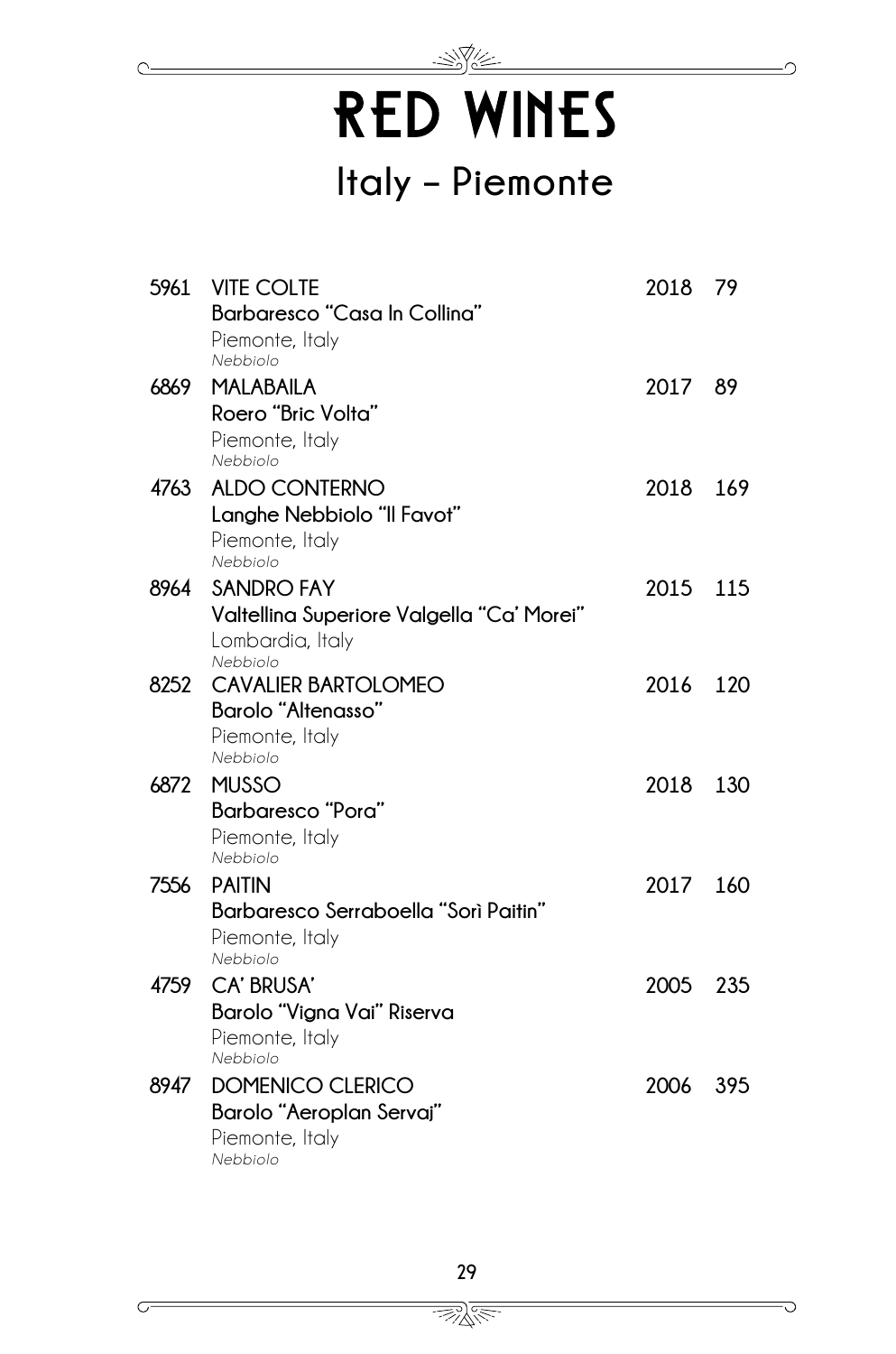# RED WINES

## Italy – Piemonte

**5961** **VITE COLTE** **2018** **79**
**Barbaresco "Casa In Collina"**
Piemonte, Italy
*Nebbiolo*

**6869** **MALABAILA** **2017** **89**
**Roero "Bric Volta"**
Piemonte, Italy
*Nebbiolo*

**4763** **ALDO CONTERNO** **2018** **169**
**Langhe Nebbiolo "Il Favot"**
Piemonte, Italy
*Nebbiolo*

**8964** **SANDRO FAY** **2015** **115**
**Valtellina Superiore Valgella "Ca' Morei"**
Lombardia, Italy
*Nebbiolo*

**8252** **CAVALIER BARTOLOMEO** **2016** **120**
**Barolo "Altenasso"**
Piemonte, Italy
*Nebbiolo*

**6872** **MUSSO** **2018** **130**
**Barbaresco "Pora"**
Piemonte, Italy
*Nebbiolo*

**7556** **PAITIN** **2017** **160**
**Barbaresco Serraboella "Sorì Paitin"**
Piemonte, Italy
*Nebbiolo*

**4759** **CA' BRUSA'** **2005** **235**
**Barolo "Vigna Vai" Riserva**
Piemonte, Italy
*Nebbiolo*

**8947** **DOMENICO CLERICO** **2006** **395**
**Barolo "Aeroplan Servaj"**
Piemonte, Italy
*Nebbiolo*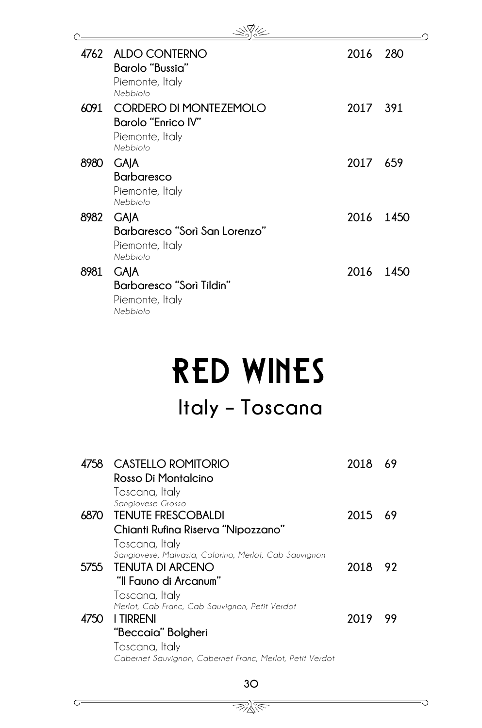**4762 ALDO CONTERNO** — **2016** — **280**
**Barolo "Bussia"**
Piemonte, Italy
*Nebbiolo*

**6091 CORDERO DI MONTEZEMOLO** — **2017** — **391**
**Barolo "Enrico IV"**
Piemonte, Italy
*Nebbiolo*

**8980 GAJA** — **2017** — **659**
**Barbaresco**
Piemonte, Italy
*Nebbiolo*

**8982 GAJA** — **2016** — **1450**
**Barbaresco "Sorì San Lorenzo"**
Piemonte, Italy
*Nebbiolo*

**8981 GAJA** — **2016** — **1450**
**Barbaresco "Sorì Tildin"**
Piemonte, Italy
*Nebbiolo*

# RED WINES

## Italy – Toscana

**4758 CASTELLO ROMITORIO** — **2018** — **69**
**Rosso Di Montalcino**
Toscana, Italy
*Sangiovese Grosso*

**6870 TENUTE FRESCOBALDI** — **2015** — **69**
**Chianti Rufina Riserva "Nipozzano"**
Toscana, Italy
*Sangiovese, Malvasia, Colorino, Merlot, Cab Sauvignon*

**5755 TENUTA DI ARCENO** — **2018** — **92**
**"Il Fauno di Arcanum"**
Toscana, Italy
*Merlot, Cab Franc, Cab Sauvignon, Petit Verdot*

**4750 I TIRRENI** — **2019** — **99**
**"Beccaia" Bolgheri**
Toscana, Italy
*Cabernet Sauvignon, Cabernet Franc, Merlot, Petit Verdot*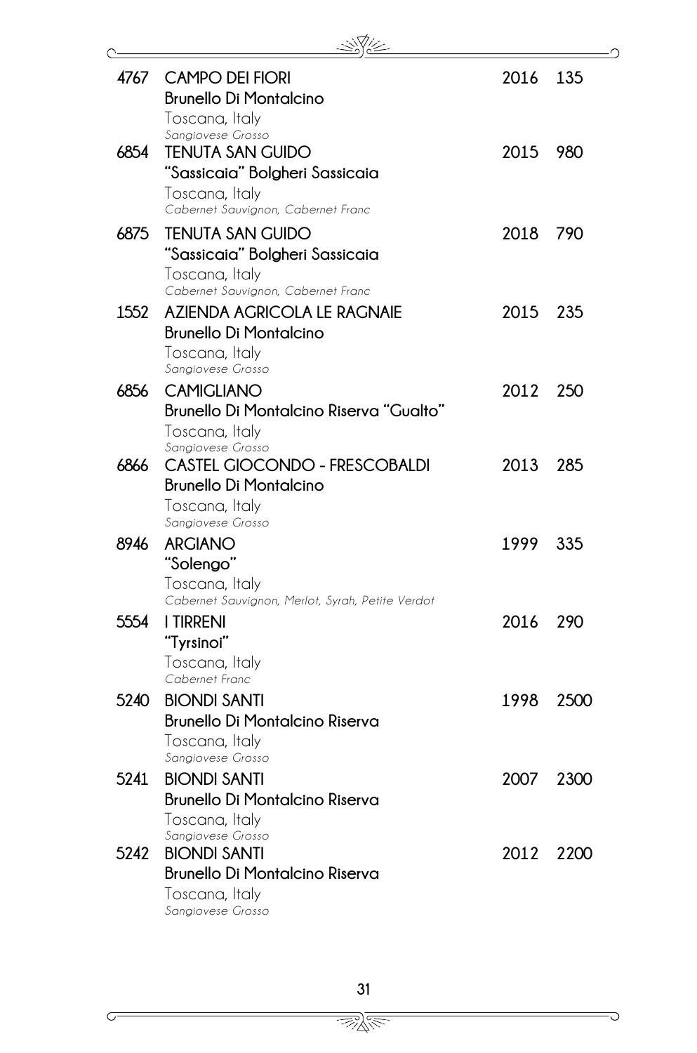| | | | |
|---|---|---|---|
| 4767 | **CAMPO DEI FIORI**<br>**Brunello Di Montalcino**<br>Toscana, Italy<br>*Sangiovese Grosso* | 2016 | 135 |
| 6854 | **TENUTA SAN GUIDO**<br>**"Sassicaia" Bolgheri Sassicaia**<br>Toscana, Italy<br>*Cabernet Sauvignon, Cabernet Franc* | 2015 | 980 |
| 6875 | **TENUTA SAN GUIDO**<br>**"Sassicaia" Bolgheri Sassicaia**<br>Toscana, Italy<br>*Cabernet Sauvignon, Cabernet Franc* | 2018 | 790 |
| 1552 | **AZIENDA AGRICOLA LE RAGNAIE**<br>**Brunello Di Montalcino**<br>Toscana, Italy<br>*Sangiovese Grosso* | 2015 | 235 |
| 6856 | **CAMIGLIANO**<br>**Brunello Di Montalcino Riserva "Gualto"**<br>Toscana, Italy<br>*Sangiovese Grosso* | 2012 | 250 |
| 6866 | **CASTEL GIOCONDO - FRESCOBALDI**<br>**Brunello Di Montalcino**<br>Toscana, Italy<br>*Sangiovese Grosso* | 2013 | 285 |
| 8946 | **ARGIANO**<br>**"Solengo"**<br>Toscana, Italy<br>*Cabernet Sauvignon, Merlot, Syrah, Petite Verdot* | 1999 | 335 |
| 5554 | **I TIRRENI**<br>**"Tyrsinoi"**<br>Toscana, Italy<br>*Cabernet Franc* | 2016 | 290 |
| 5240 | **BIONDI SANTI**<br>**Brunello Di Montalcino Riserva**<br>Toscana, Italy<br>*Sangiovese Grosso* | 1998 | 2500 |
| 5241 | **BIONDI SANTI**<br>**Brunello Di Montalcino Riserva**<br>Toscana, Italy<br>*Sangiovese Grosso* | 2007 | 2300 |
| 5242 | **BIONDI SANTI**<br>**Brunello Di Montalcino Riserva**<br>Toscana, Italy<br>*Sangiovese Grosso* | 2012 | 2200 |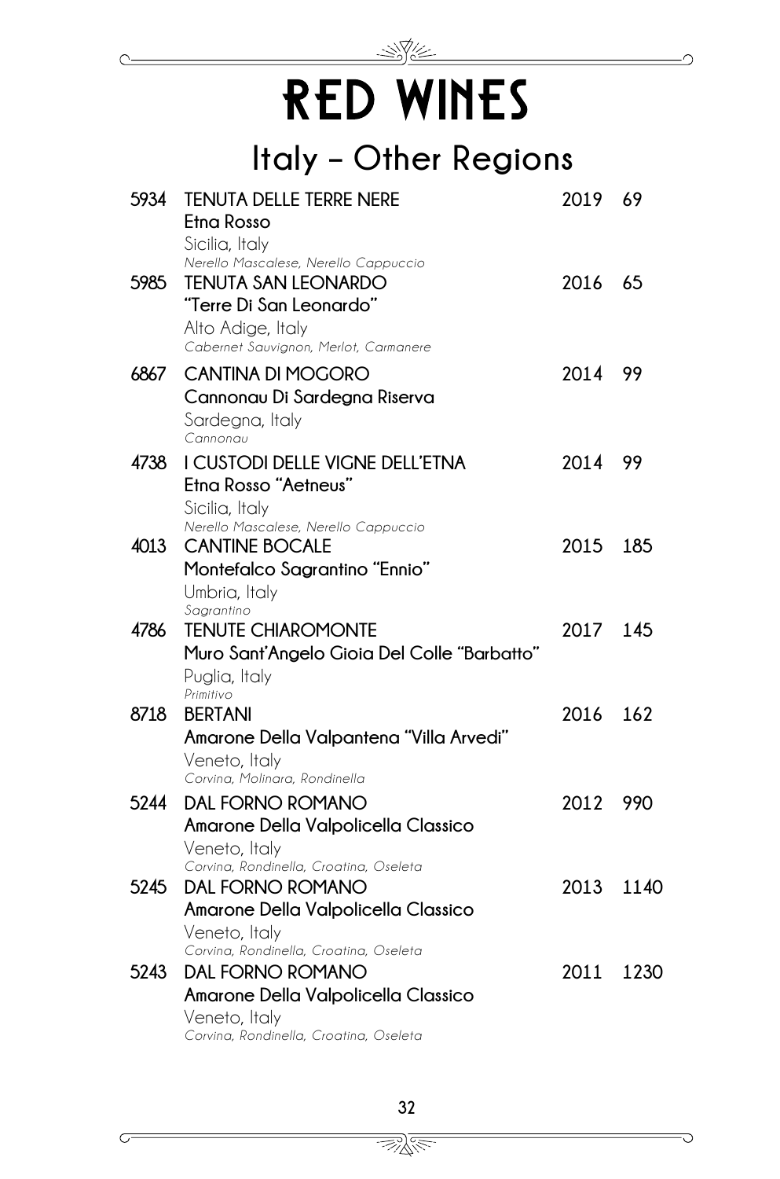# RED WINES

## Italy – Other Regions

| | | | |
|---|---|---|---|
| 5934 | **TENUTA DELLE TERRE NERE**<br>**Etna Rosso**<br>Sicilia, Italy<br>*Nerello Mascalese, Nerello Cappuccio* | 2019 | 69 |
| 5985 | **TENUTA SAN LEONARDO**<br>**"Terre Di San Leonardo"**<br>Alto Adige, Italy<br>*Cabernet Sauvignon, Merlot, Carmanere* | 2016 | 65 |
| 6867 | **CANTINA DI MOGORO**<br>**Cannonau Di Sardegna Riserva**<br>Sardegna, Italy<br>*Cannonau* | 2014 | 99 |
| 4738 | **I CUSTODI DELLE VIGNE DELL'ETNA**<br>**Etna Rosso "Aetneus"**<br>Sicilia, Italy<br>*Nerello Mascalese, Nerello Cappuccio* | 2014 | 99 |
| 4013 | **CANTINE BOCALE**<br>**Montefalco Sagrantino "Ennio"**<br>Umbria, Italy<br>*Sagrantino* | 2015 | 185 |
| 4786 | **TENUTE CHIAROMONTE**<br>**Muro Sant'Angelo Gioia Del Colle "Barbatto"**<br>Puglia, Italy<br>*Primitivo* | 2017 | 145 |
| 8718 | **BERTANI**<br>**Amarone Della Valpantena "Villa Arvedi"**<br>Veneto, Italy<br>*Corvina, Molinara, Rondinella* | 2016 | 162 |
| 5244 | **DAL FORNO ROMANO**<br>**Amarone Della Valpolicella Classico**<br>Veneto, Italy<br>*Corvina, Rondinella, Croatina, Oseleta* | 2012 | 990 |
| 5245 | **DAL FORNO ROMANO**<br>**Amarone Della Valpolicella Classico**<br>Veneto, Italy<br>*Corvina, Rondinella, Croatina, Oseleta* | 2013 | 1140 |
| 5243 | **DAL FORNO ROMANO**<br>**Amarone Della Valpolicella Classico**<br>Veneto, Italy<br>*Corvina, Rondinella, Croatina, Oseleta* | 2011 | 1230 |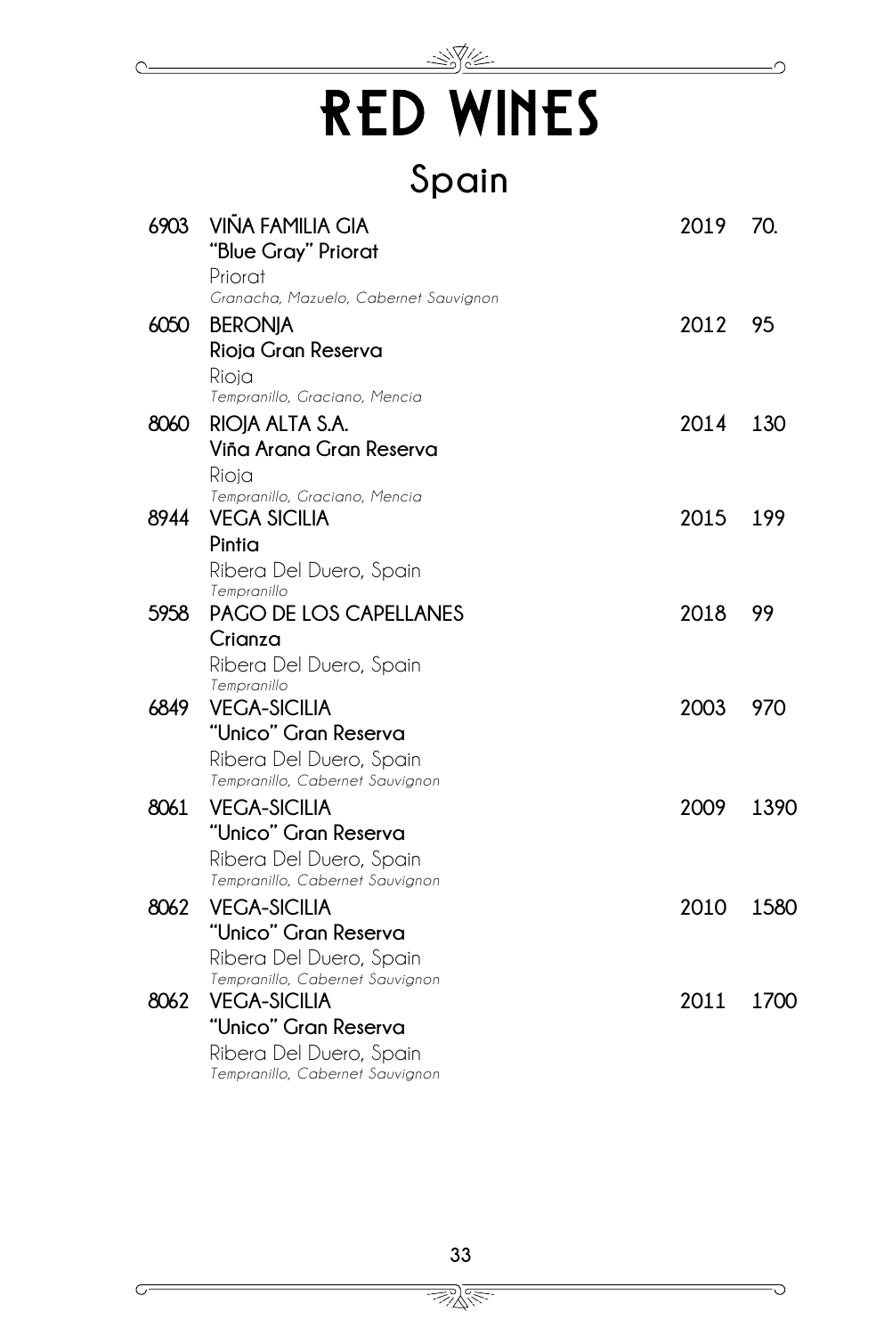# RED WINES

## Spain

**6903** **VIÑA FAMILIA GIA** 2019 70.
**"Blue Gray" Priorat**
Priorat
*Granacha, Mazuelo, Cabernet Sauvignon*

**6050** **BERONJA** 2012 95
**Rioja Gran Reserva**
Rioja
*Tempranillo, Graciano, Mencia*

**8060** **RIOJA ALTA S.A.** 2014 130
**Viña Arana Gran Reserva**
Rioja
*Tempranillo, Graciano, Mencia*

**8944** **VEGA SICILIA** 2015 199
**Pintia**
Ribera Del Duero, Spain
*Tempranillo*

**5958** **PAGO DE LOS CAPELLANES** 2018 99
**Crianza**
Ribera Del Duero, Spain
*Tempranillo*

**6849** **VEGA-SICILIA** 2003 970
**"Unico" Gran Reserva**
Ribera Del Duero, Spain
*Tempranillo, Cabernet Sauvignon*

**8061** **VEGA-SICILIA** 2009 1390
**"Unico" Gran Reserva**
Ribera Del Duero, Spain
*Tempranillo, Cabernet Sauvignon*

**8062** **VEGA-SICILIA** 2010 1580
**"Unico" Gran Reserva**
Ribera Del Duero, Spain
*Tempranillo, Cabernet Sauvignon*

**8062** **VEGA-SICILIA** 2011 1700
**"Unico" Gran Reserva**
Ribera Del Duero, Spain
*Tempranillo, Cabernet Sauvignon*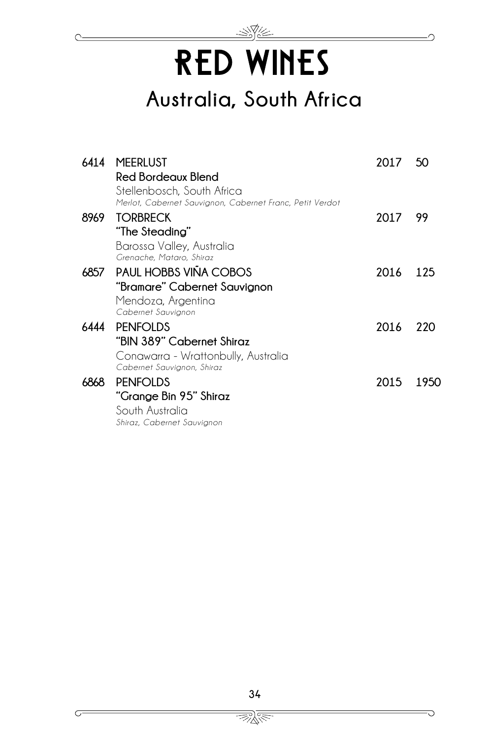# RED WINES

## Australia, South Africa

**6414** MEERLUST **2017** **50**
**Red Bordeaux Blend**
Stellenbosch, South Africa
*Merlot, Cabernet Sauvignon, Cabernet Franc, Petit Verdot*

**8969** TORBRECK **2017** **99**
**"The Steading"**
Barossa Valley, Australia
*Grenache, Mataro, Shiraz*

**6857** PAUL HOBBS VIÑA COBOS **2016** **125**
**"Bramare" Cabernet Sauvignon**
Mendoza, Argentina
*Cabernet Sauvignon*

**6444** PENFOLDS **2016** **220**
**"BIN 389" Cabernet Shiraz**
Conawarra - Wrattonbully, Australia
*Cabernet Sauvignon, Shiraz*

**6868** PENFOLDS **2015** **1950**
**"Grange Bin 95" Shiraz**
South Australia
*Shiraz, Cabernet Sauvignon*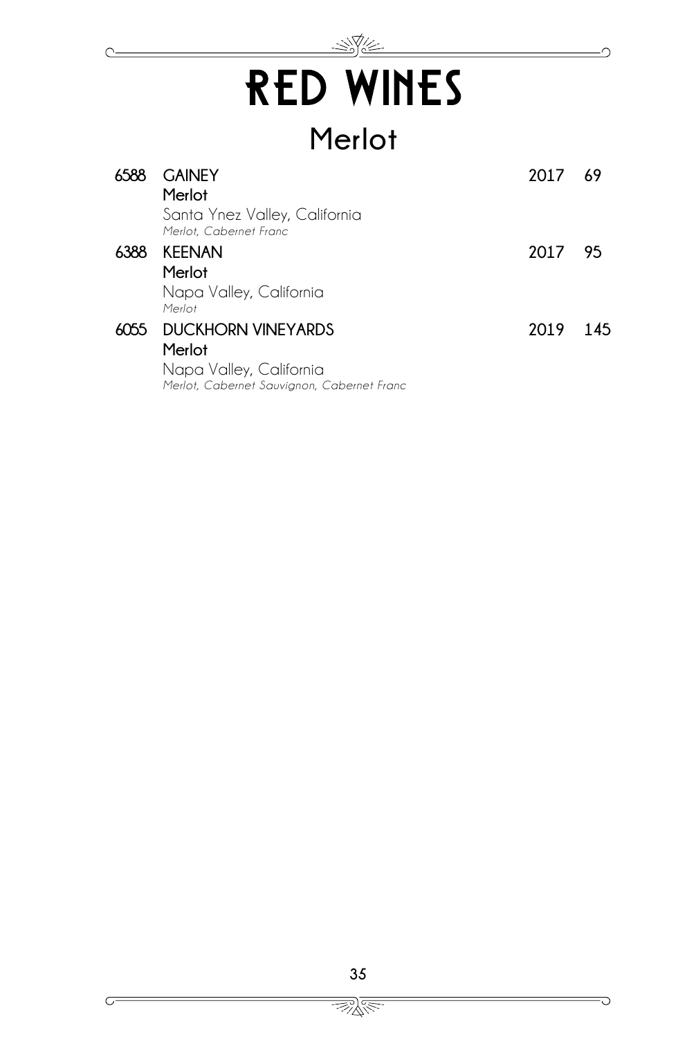# RED WINES

## Merlot

**6588** **GAINEY** 2017 69
**Merlot**
Santa Ynez Valley, California
*Merlot, Cabernet Franc*

**6388** **KEENAN** 2017 95
**Merlot**
Napa Valley, California
*Merlot*

**6055** **DUCKHORN VINEYARDS** 2019 145
**Merlot**
Napa Valley, California
*Merlot, Cabernet Sauvignon, Cabernet Franc*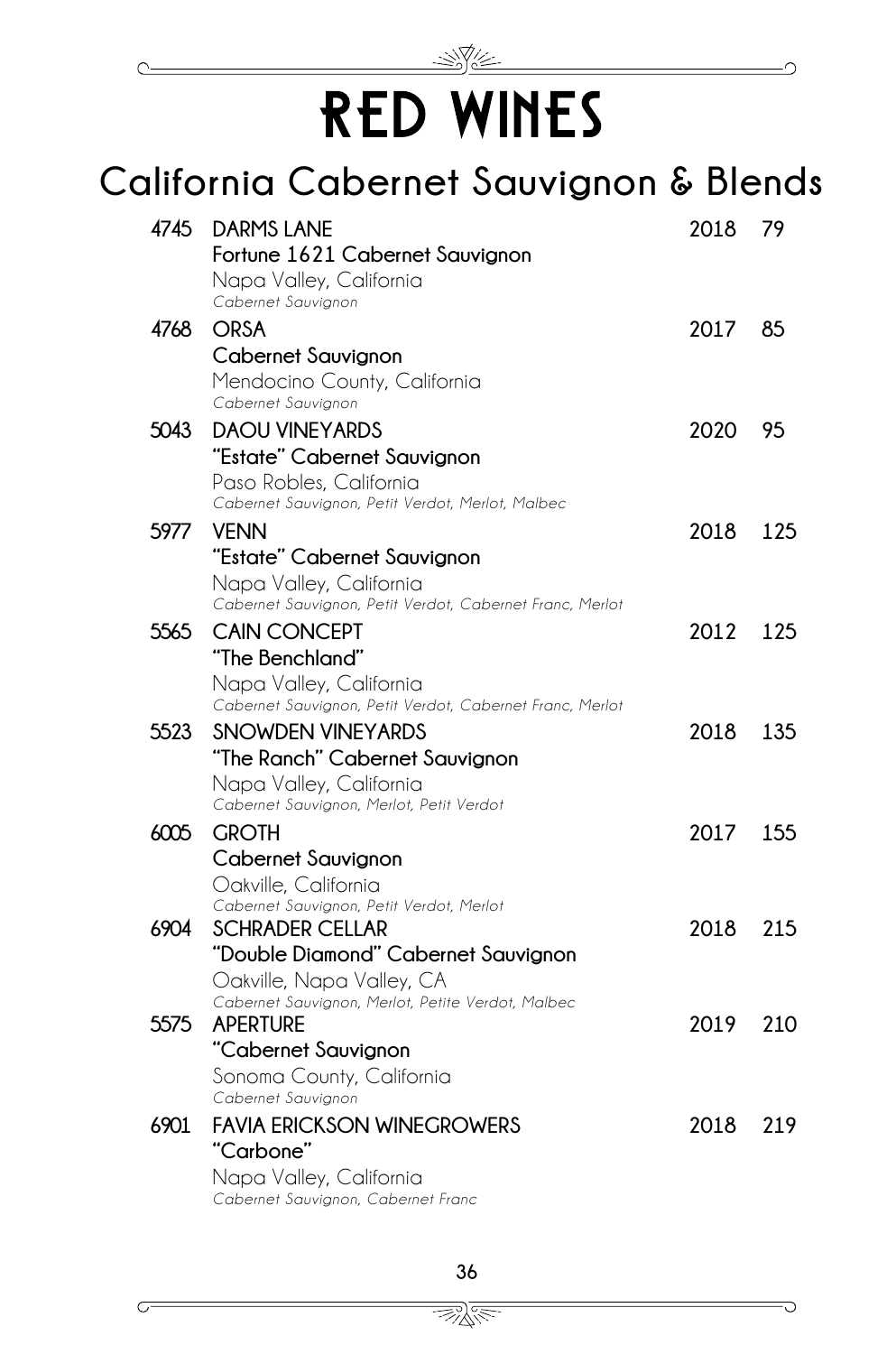# RED WINES

## California Cabernet Sauvignon & Blends

| | | | |
|---|---|---|---|
| 4745 | **DARMS LANE**<br>**Fortune 1621 Cabernet Sauvignon**<br>Napa Valley, California<br>*Cabernet Sauvignon* | 2018 | 79 |
| 4768 | **ORSA**<br>**Cabernet Sauvignon**<br>Mendocino County, California<br>*Cabernet Sauvignon* | 2017 | 85 |
| 5043 | **DAOU VINEYARDS**<br>**"Estate" Cabernet Sauvignon**<br>Paso Robles, California<br>*Cabernet Sauvignon, Petit Verdot, Merlot, Malbec* | 2020 | 95 |
| 5977 | **VENN**<br>**"Estate" Cabernet Sauvignon**<br>Napa Valley, California<br>*Cabernet Sauvignon, Petit Verdot, Cabernet Franc, Merlot* | 2018 | 125 |
| 5565 | **CAIN CONCEPT**<br>**"The Benchland"**<br>Napa Valley, California<br>*Cabernet Sauvignon, Petit Verdot, Cabernet Franc, Merlot* | 2012 | 125 |
| 5523 | **SNOWDEN VINEYARDS**<br>**"The Ranch" Cabernet Sauvignon**<br>Napa Valley, California<br>*Cabernet Sauvignon, Merlot, Petit Verdot* | 2018 | 135 |
| 6005 | **GROTH**<br>**Cabernet Sauvignon**<br>Oakville, California<br>*Cabernet Sauvignon, Petit Verdot, Merlot* | 2017 | 155 |
| 6904 | **SCHRADER CELLAR**<br>**"Double Diamond" Cabernet Sauvignon**<br>Oakville, Napa Valley, CA<br>*Cabernet Sauvignon, Merlot, Petite Verdot, Malbec* | 2018 | 215 |
| 5575 | **APERTURE**<br>**"Cabernet Sauvignon**<br>Sonoma County, California<br>*Cabernet Sauvignon* | 2019 | 210 |
| 6901 | **FAVIA ERICKSON WINEGROWERS**<br>**"Carbone"**<br>Napa Valley, California<br>*Cabernet Sauvignon, Cabernet Franc* | 2018 | 219 |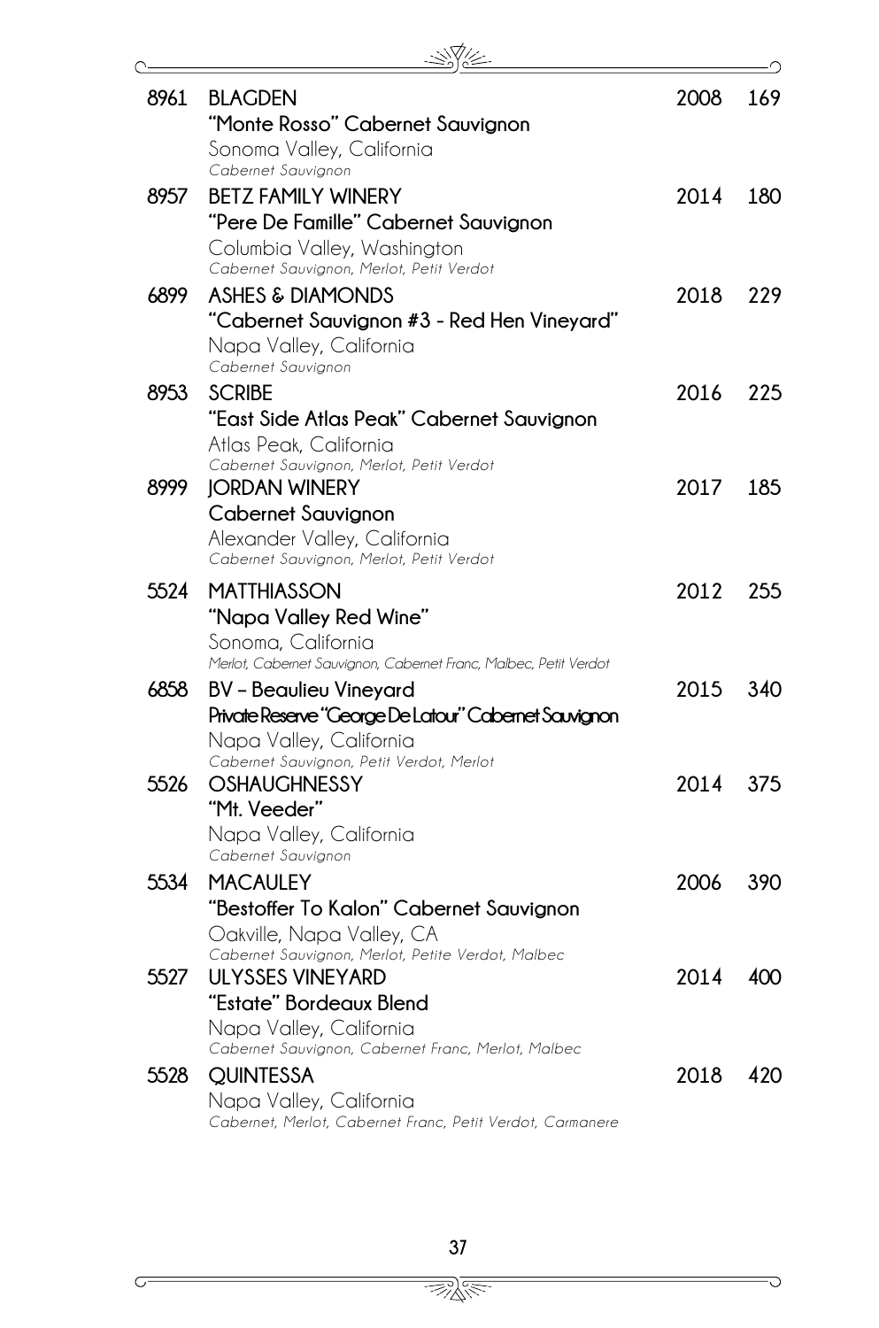**8961 BLAGDEN** — 2008 — 169
**"Monte Rosso" Cabernet Sauvignon**
Sonoma Valley, California
*Cabernet Sauvignon*

**8957 BETZ FAMILY WINERY** — 2014 — 180
**"Pere De Famille" Cabernet Sauvignon**
Columbia Valley, Washington
*Cabernet Sauvignon, Merlot, Petit Verdot*

**6899 ASHES & DIAMONDS** — 2018 — 229
**"Cabernet Sauvignon #3 - Red Hen Vineyard"**
Napa Valley, California
*Cabernet Sauvignon*

**8953 SCRIBE** — 2016 — 225
**"East Side Atlas Peak" Cabernet Sauvignon**
Atlas Peak, California
*Cabernet Sauvignon, Merlot, Petit Verdot*

**8999 JORDAN WINERY** — 2017 — 185
**Cabernet Sauvignon**
Alexander Valley, California
*Cabernet Sauvignon, Merlot, Petit Verdot*

**5524 MATTHIASSON** — 2012 — 255
**"Napa Valley Red Wine"**
Sonoma, California
*Merlot, Cabernet Sauvignon, Cabernet Franc, Malbec, Petit Verdot*

**6858 BV – Beaulieu Vineyard** — 2015 — 340
**Private Reserve "George De Latour" Cabernet Sauvignon**
Napa Valley, California
*Cabernet Sauvignon, Petit Verdot, Merlot*

**5526 OSHAUGHNESSY** — 2014 — 375
**"Mt. Veeder"**
Napa Valley, California
*Cabernet Sauvignon*

**5534 MACAULEY** — 2006 — 390
**"Bestoffer To Kalon" Cabernet Sauvignon**
Oakville, Napa Valley, CA
*Cabernet Sauvignon, Merlot, Petite Verdot, Malbec*

**5527 ULYSSES VINEYARD** — 2014 — 400
**"Estate" Bordeaux Blend**
Napa Valley, California
*Cabernet Sauvignon, Cabernet Franc, Merlot, Malbec*

**5528 QUINTESSA** — 2018 — 420
Napa Valley, California
*Cabernet, Merlot, Cabernet Franc, Petit Verdot, Carmanere*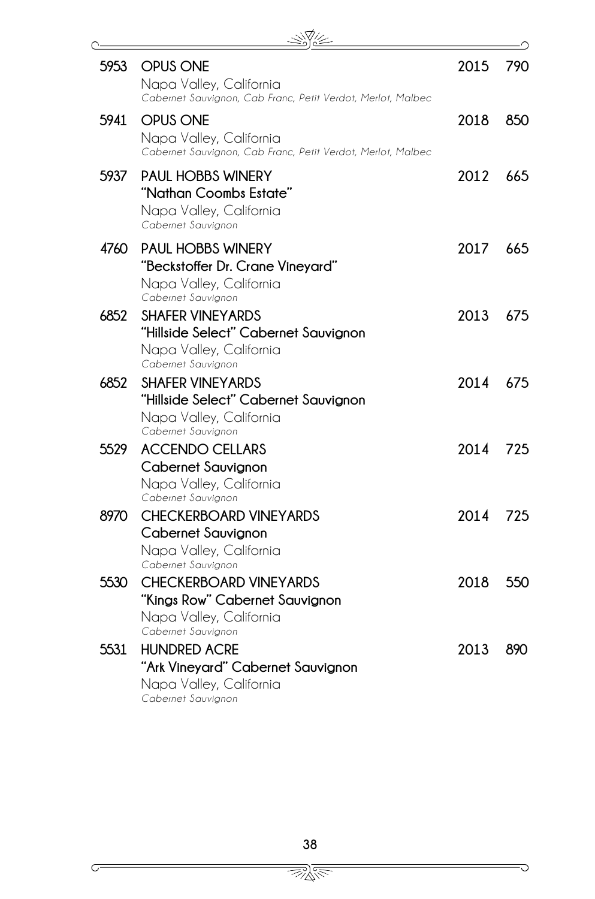| | | | |
|---|---|---|---|
| 5953 | **OPUS ONE**<br>Napa Valley, California<br>*Cabernet Sauvignon, Cab Franc, Petit Verdot, Merlot, Malbec* | 2015 | 790 |
| 5941 | **OPUS ONE**<br>Napa Valley, California<br>*Cabernet Sauvignon, Cab Franc, Petit Verdot, Merlot, Malbec* | 2018 | 850 |
| 5937 | **PAUL HOBBS WINERY**<br>**"Nathan Coombs Estate"**<br>Napa Valley, California<br>*Cabernet Sauvignon* | 2012 | 665 |
| 4760 | **PAUL HOBBS WINERY**<br>**"Beckstoffer Dr. Crane Vineyard"**<br>Napa Valley, California<br>*Cabernet Sauvignon* | 2017 | 665 |
| 6852 | **SHAFER VINEYARDS**<br>**"Hillside Select" Cabernet Sauvignon**<br>Napa Valley, California<br>*Cabernet Sauvignon* | 2013 | 675 |
| 6852 | **SHAFER VINEYARDS**<br>**"Hillside Select" Cabernet Sauvignon**<br>Napa Valley, California<br>*Cabernet Sauvignon* | 2014 | 675 |
| 5529 | **ACCENDO CELLARS**<br>**Cabernet Sauvignon**<br>Napa Valley, California<br>*Cabernet Sauvignon* | 2014 | 725 |
| 8970 | **CHECKERBOARD VINEYARDS**<br>**Cabernet Sauvignon**<br>Napa Valley, California<br>*Cabernet Sauvignon* | 2014 | 725 |
| 5530 | **CHECKERBOARD VINEYARDS**<br>**"Kings Row" Cabernet Sauvignon**<br>Napa Valley, California<br>*Cabernet Sauvignon* | 2018 | 550 |
| 5531 | **HUNDRED ACRE**<br>**"Ark Vineyard" Cabernet Sauvignon**<br>Napa Valley, California<br>*Cabernet Sauvignon* | 2013 | 890 |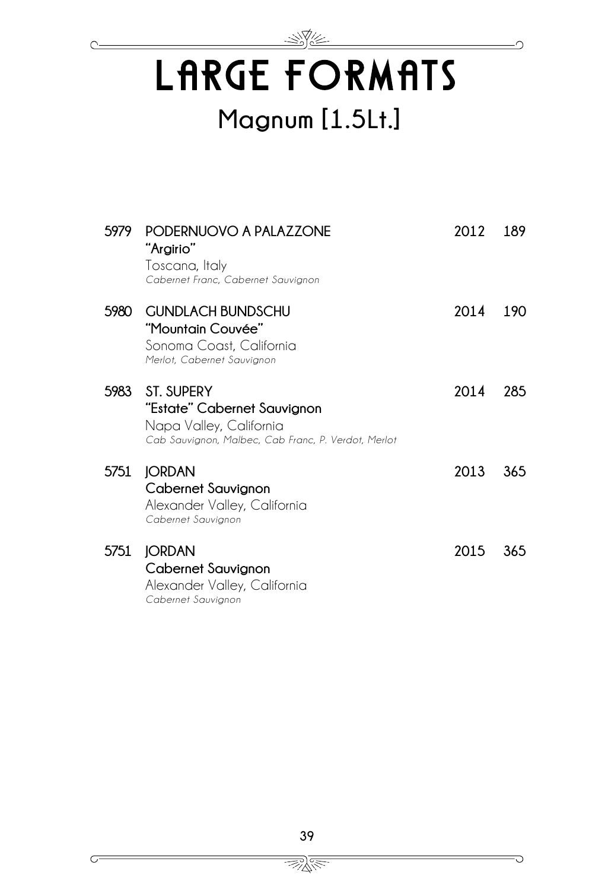# LARGE FORMATS

## Magnum [1.5Lt.]

**5979** **PODERNUOVO A PALAZZONE** **2012** **189**
**"Argirio"**
Toscana, Italy
*Cabernet Franc, Cabernet Sauvignon*

**5980** **GUNDLACH BUNDSCHU** **2014** **190**
**"Mountain Couvée"**
Sonoma Coast, California
*Merlot, Cabernet Sauvignon*

**5983** **ST. SUPERY** **2014** **285**
**"Estate" Cabernet Sauvignon**
Napa Valley, California
*Cab Sauvignon, Malbec, Cab Franc, P. Verdot, Merlot*

**5751** **JORDAN** **2013** **365**
**Cabernet Sauvignon**
Alexander Valley, California
*Cabernet Sauvignon*

**5751** **JORDAN** **2015** **365**
**Cabernet Sauvignon**
Alexander Valley, California
*Cabernet Sauvignon*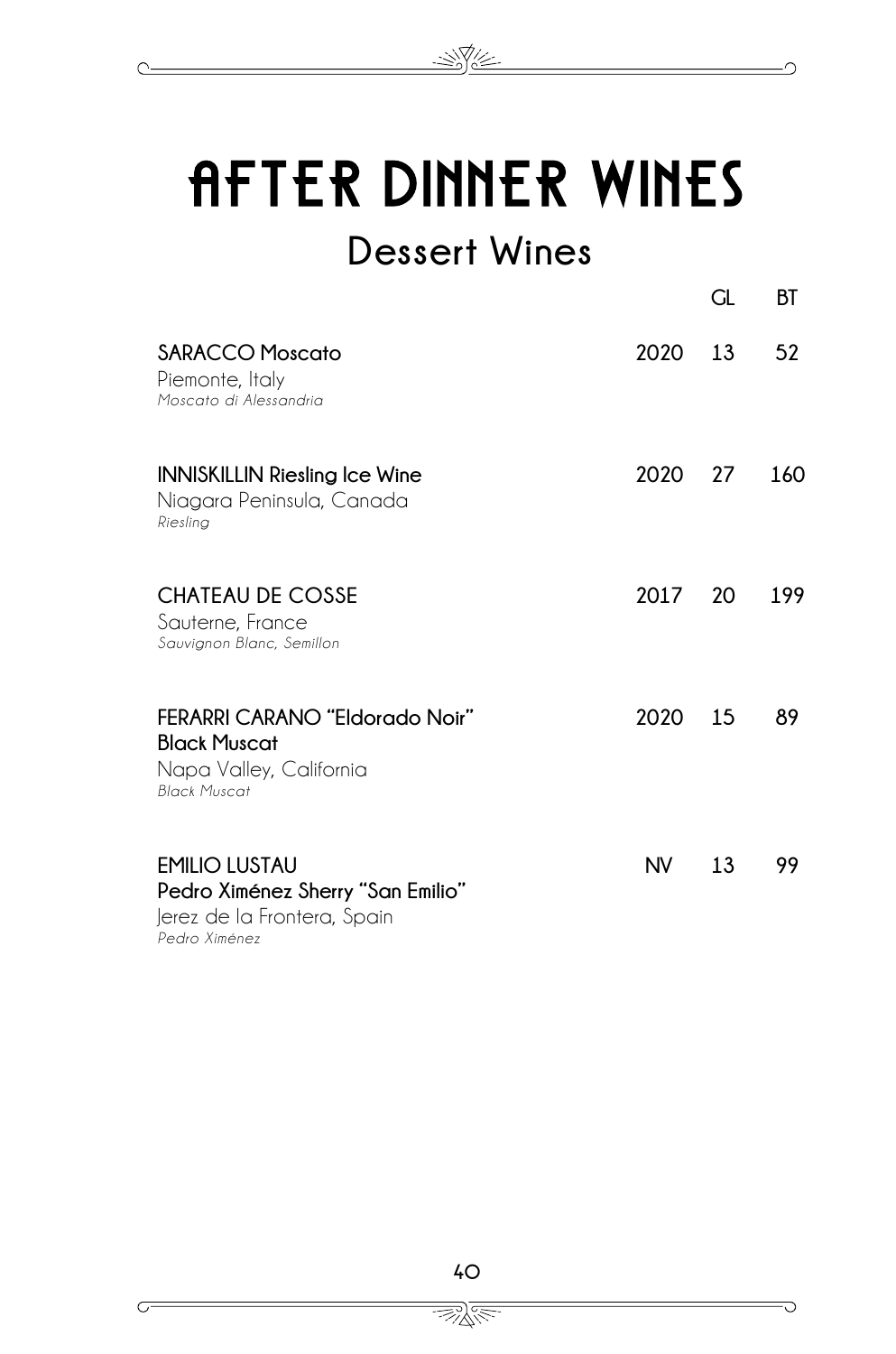# AFTER DINNER WINES

## Dessert Wines

| | | GL | BT |
|---|---|---|---|
| **SARACCO Moscato**<br>Piemonte, Italy<br>*Moscato di Alessandria* | 2020 | 13 | 52 |
| **INNISKILLIN Riesling Ice Wine**<br>Niagara Peninsula, Canada<br>*Riesling* | 2020 | 27 | 160 |
| **CHATEAU DE COSSE**<br>Sauterne, France<br>*Sauvignon Blanc, Semillon* | 2017 | 20 | 199 |
| **FERARRI CARANO "Eldorado Noir" Black Muscat**<br>Napa Valley, California<br>*Black Muscat* | 2020 | 15 | 89 |
| **EMILIO LUSTAU Pedro Ximénez Sherry "San Emilio"**<br>Jerez de la Frontera, Spain<br>*Pedro Ximénez* | NV | 13 | 99 |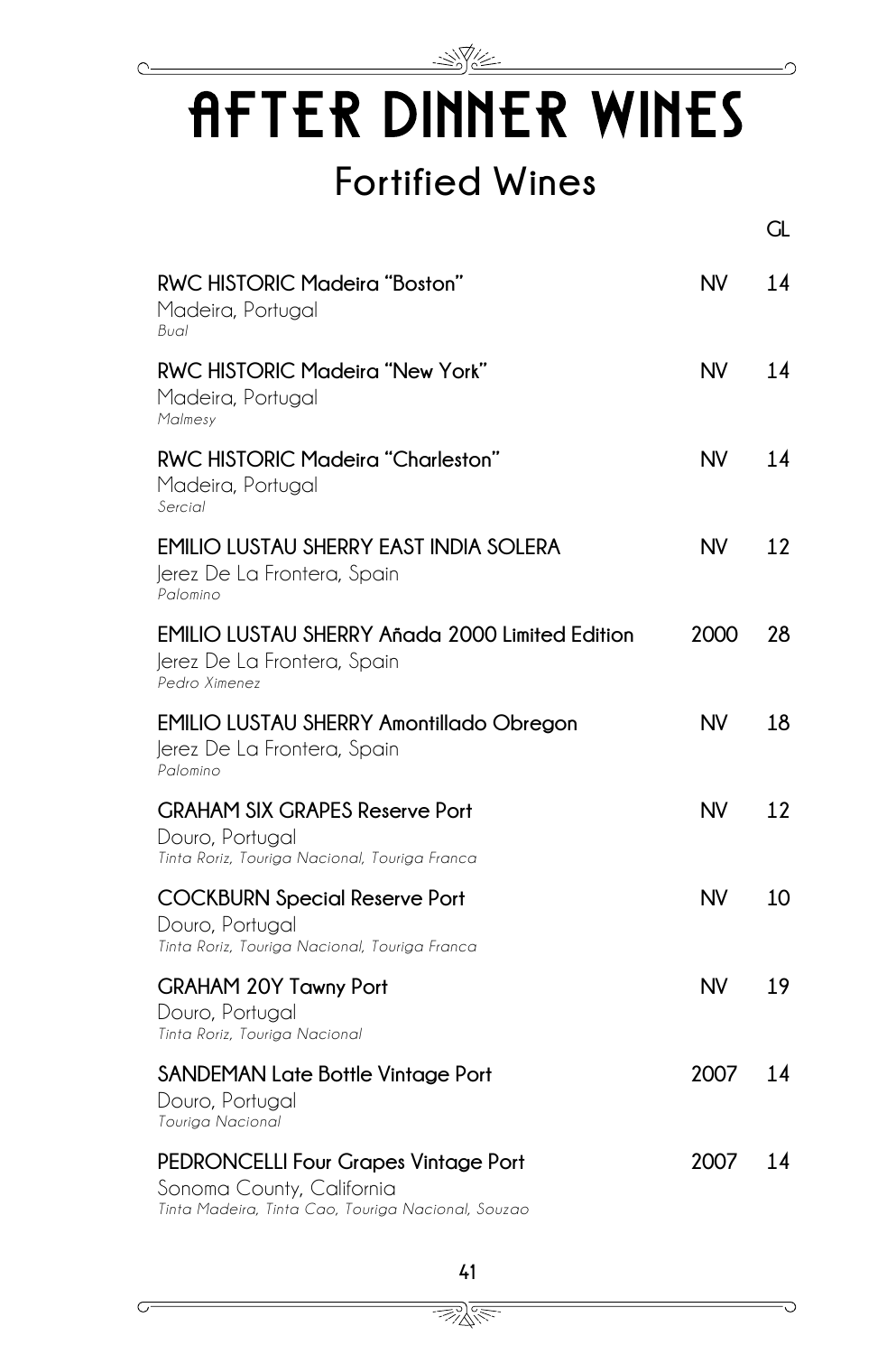# AFTER DINNER WINES

## Fortified Wines

| | | GL |
|---|---|---|
| **RWC HISTORIC Madeira "Boston"**<br>Madeira, Portugal<br>*Bual* | **NV** | 14 |
| **RWC HISTORIC Madeira "New York"**<br>Madeira, Portugal<br>*Malmesy* | **NV** | 14 |
| **RWC HISTORIC Madeira "Charleston"**<br>Madeira, Portugal<br>*Sercial* | **NV** | 14 |
| **EMILIO LUSTAU SHERRY EAST INDIA SOLERA**<br>Jerez De La Frontera, Spain<br>*Palomino* | **NV** | 12 |
| **EMILIO LUSTAU SHERRY Añada 2000 Limited Edition**<br>Jerez De La Frontera, Spain<br>*Pedro Ximenez* | **2000** | 28 |
| **EMILIO LUSTAU SHERRY Amontillado Obregon**<br>Jerez De La Frontera, Spain<br>*Palomino* | **NV** | 18 |
| **GRAHAM SIX GRAPES Reserve Port**<br>Douro, Portugal<br>*Tinta Roriz, Touriga Nacional, Touriga Franca* | **NV** | 12 |
| **COCKBURN Special Reserve Port**<br>Douro, Portugal<br>*Tinta Roriz, Touriga Nacional, Touriga Franca* | **NV** | 10 |
| **GRAHAM 20Y Tawny Port**<br>Douro, Portugal<br>*Tinta Roriz, Touriga Nacional* | **NV** | 19 |
| **SANDEMAN Late Bottle Vintage Port**<br>Douro, Portugal<br>*Touriga Nacional* | **2007** | 14 |
| **PEDRONCELLI Four Grapes Vintage Port**<br>Sonoma County, California<br>*Tinta Madeira, Tinta Cao, Touriga Nacional, Souzao* | **2007** | 14 |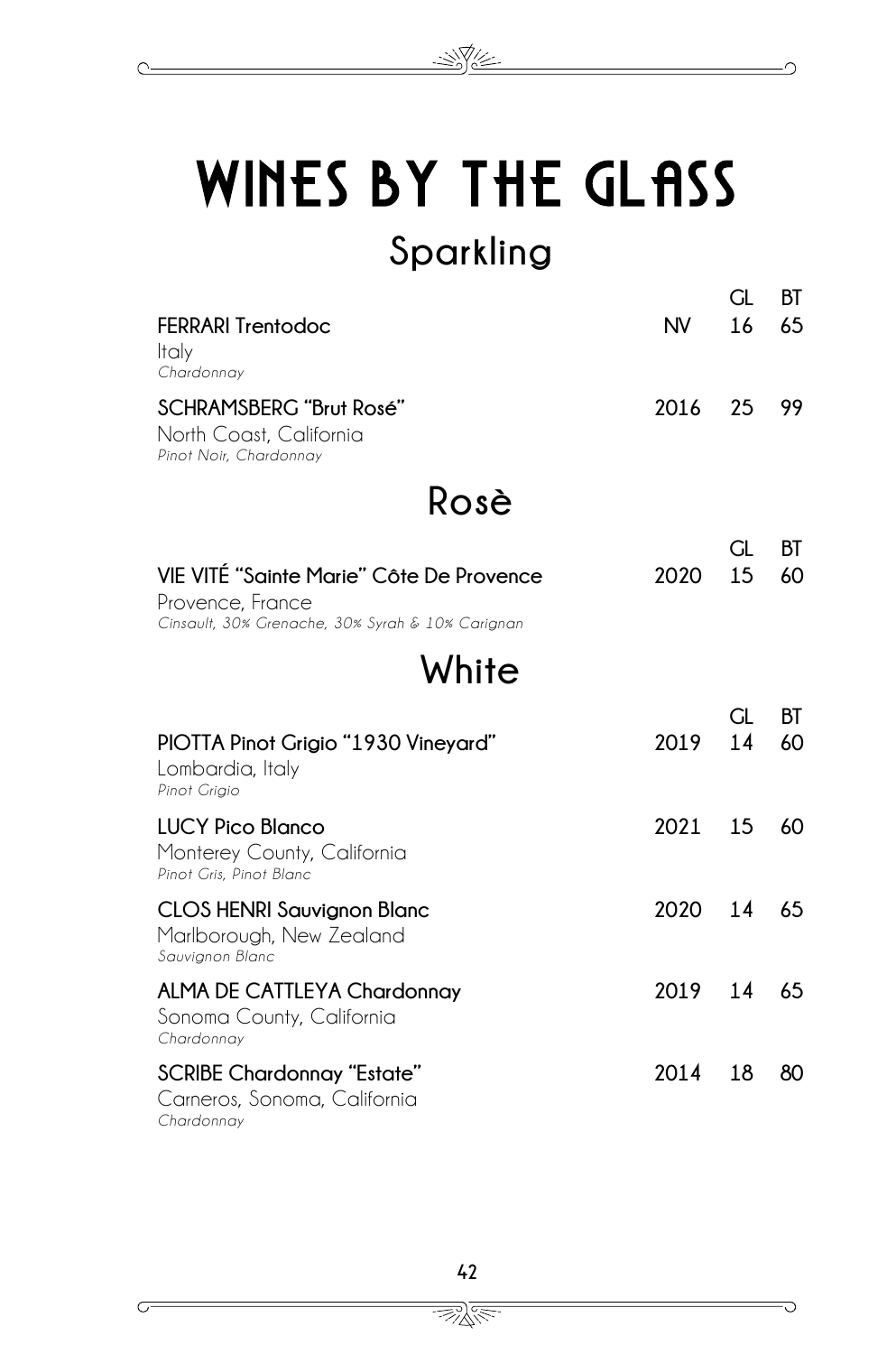# WINES BY THE GLASS

## Sparkling

| | | GL | BT |
|---|---|---|---|
| **FERRARI Trentodoc**<br>Italy<br>*Chardonnay* | NV | 16 | 65 |
| **SCHRAMSBERG "Brut Rosé"**<br>North Coast, California<br>*Pinot Noir, Chardonnay* | 2016 | 25 | 99 |

## Rosè

| | | GL | BT |
|---|---|---|---|
| **VIE VITÉ "Sainte Marie" Côte De Provence**<br>Provence, France<br>*Cinsault, 30% Grenache, 30% Syrah & 10% Carignan* | 2020 | 15 | 60 |

## White

| | | GL | BT |
|---|---|---|---|
| **PIOTTA Pinot Grigio "1930 Vineyard"**<br>Lombardia, Italy<br>*Pinot Grigio* | 2019 | 14 | 60 |
| **LUCY Pico Blanco**<br>Monterey County, California<br>*Pinot Gris, Pinot Blanc* | 2021 | 15 | 60 |
| **CLOS HENRI Sauvignon Blanc**<br>Marlborough, New Zealand<br>*Sauvignon Blanc* | 2020 | 14 | 65 |
| **ALMA DE CATTLEYA Chardonnay**<br>Sonoma County, California<br>*Chardonnay* | 2019 | 14 | 65 |
| **SCRIBE Chardonnay "Estate"**<br>Carneros, Sonoma, California<br>*Chardonnay* | 2014 | 18 | 80 |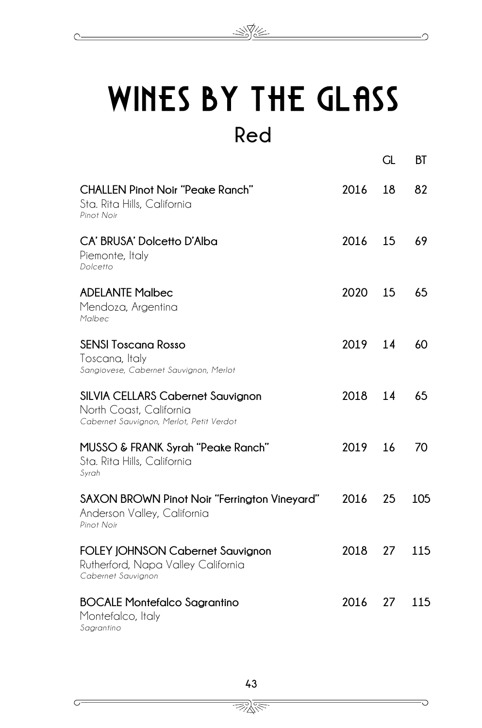# WINES BY THE GLASS

## Red

| | | GL | BT |
|---|---|---|---|
| **CHALLEN Pinot Noir "Peake Ranch"**<br>Sta. Rita Hills, California<br>*Pinot Noir* | **2016** | **18** | **82** |
| **CA' BRUSA' Dolcetto D'Alba**<br>Piemonte, Italy<br>*Dolcetto* | **2016** | **15** | **69** |
| **ADELANTE Malbec**<br>Mendoza, Argentina<br>*Malbec* | **2020** | **15** | **65** |
| **SENSI Toscana Rosso**<br>Toscana, Italy<br>*Sangiovese, Cabernet Sauvignon, Merlot* | **2019** | **14** | **60** |
| **SILVIA CELLARS Cabernet Sauvignon**<br>North Coast, California<br>*Cabernet Sauvignon, Merlot, Petit Verdot* | **2018** | **14** | **65** |
| **MUSSO & FRANK Syrah "Peake Ranch"**<br>Sta. Rita Hills, California<br>*Syrah* | **2019** | **16** | **70** |
| **SAXON BROWN Pinot Noir "Ferrington Vineyard"**<br>Anderson Valley, California<br>*Pinot Noir* | **2016** | **25** | **105** |
| **FOLEY JOHNSON Cabernet Sauvignon**<br>Rutherford, Napa Valley California<br>*Cabernet Sauvignon* | **2018** | **27** | **115** |
| **BOCALE Montefalco Sagrantino**<br>Montefalco, Italy<br>*Sagrantino* | **2016** | **27** | **115** |